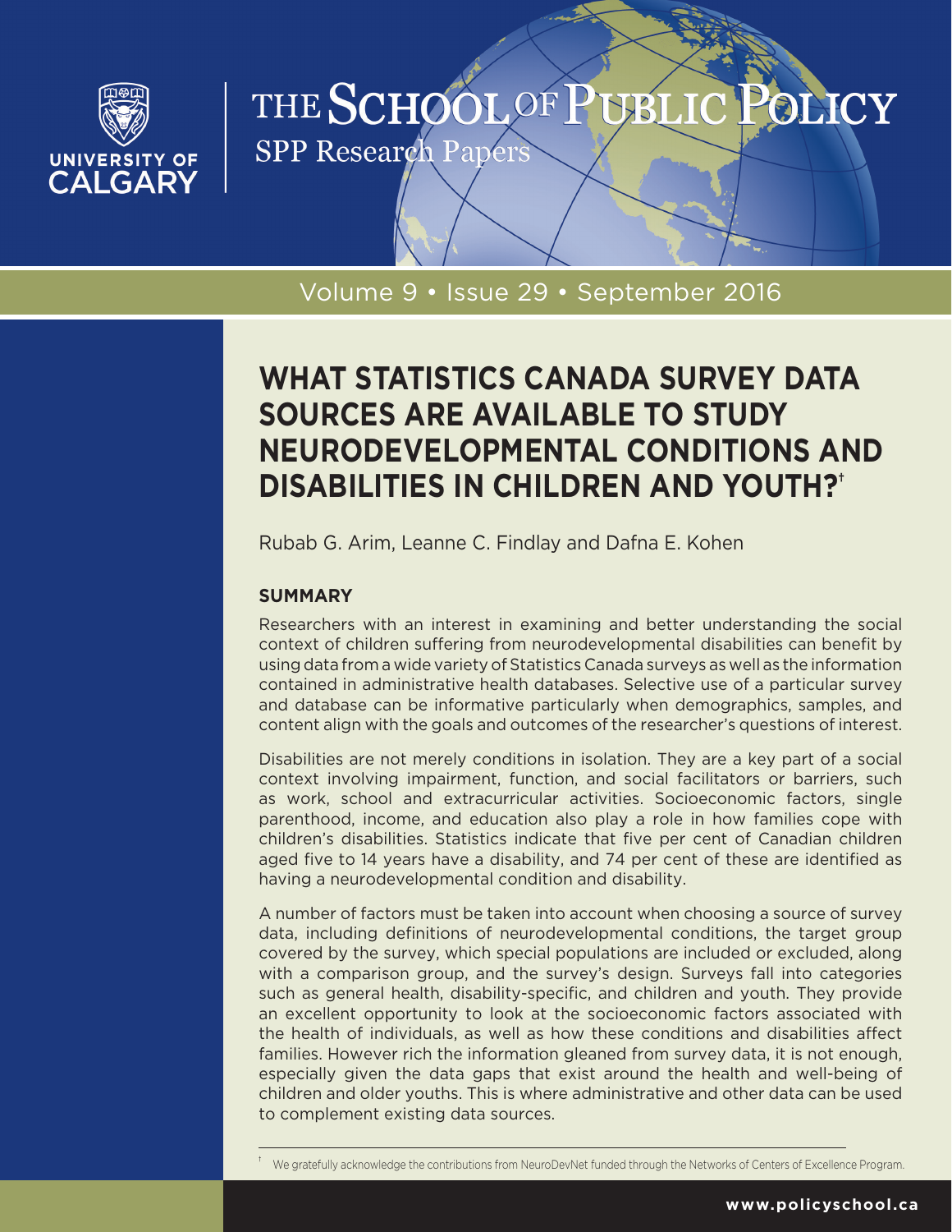# THE SCHOOL OF PUBLIC POLICY

SPP Research Papers

Volume 9 • Issue 29 • September 2016

## WHAT STATISTICS CANADA SURVEY DATA SOURCES ARE AVAILABLE TO STUDY NEURODEVELOPMENTAL CONDITIONS AND DISABILITIES IN CHILDREN AND YOUTH?[†]

Rubab G. Arim, Leanne C. Findlay and Dafna E. Kohen

### SUMMARY

Researchers with an interest in examining and better understanding the social context of children suffering from neurodevelopmental disabilities can benefit by using data from a wide variety of Statistics Canada surveys as well as the information contained in administrative health databases. Selective use of a particular survey and database can be informative particularly when demographics, samples, and content align with the goals and outcomes of the researcher's questions of interest.

Disabilities are not merely conditions in isolation. They are a key part of a social context involving impairment, function, and social facilitators or barriers, such as work, school and extracurricular activities. Socioeconomic factors, single parenthood, income, and education also play a role in how families cope with children's disabilities. Statistics indicate that five per cent of Canadian children aged five to 14 years have a disability, and 74 per cent of these are identified as having a neurodevelopmental condition and disability.

A number of factors must be taken into account when choosing a source of survey data, including definitions of neurodevelopmental conditions, the target group covered by the survey, which special populations are included or excluded, along with a comparison group, and the survey's design. Surveys fall into categories such as general health, disability-specific, and children and youth. They provide an excellent opportunity to look at the socioeconomic factors associated with the health of individuals, as well as how these conditions and disabilities affect families. However rich the information gleaned from survey data, it is not enough, especially given the data gaps that exist around the health and well-being of children and older youths. This is where administrative and other data can be used to complement existing data sources.

[†] We gratefully acknowledge the contributions from NeuroDevNet funded through the Networks of Centers of Excellence Program.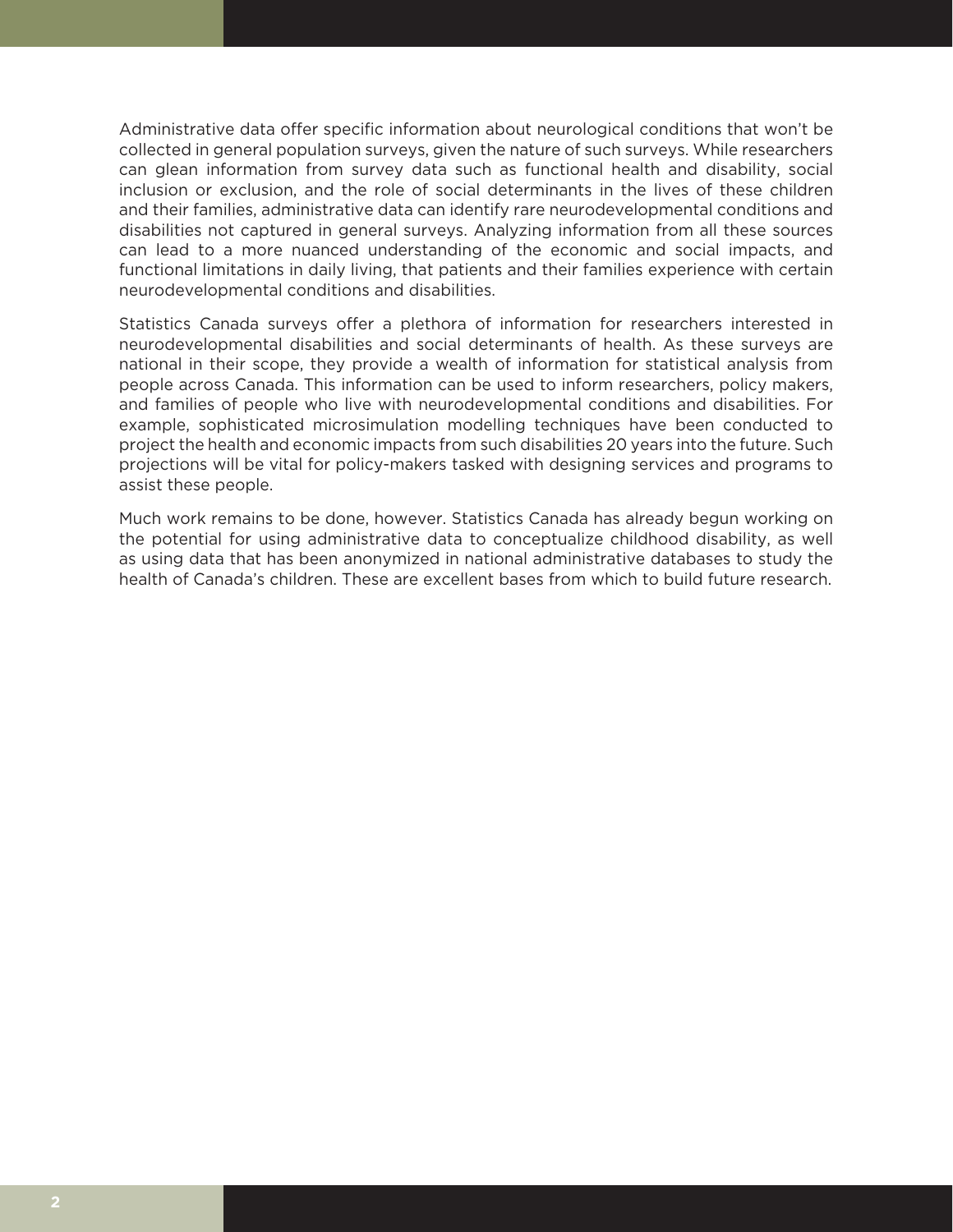Administrative data offer specific information about neurological conditions that won't be collected in general population surveys, given the nature of such surveys. While researchers can glean information from survey data such as functional health and disability, social inclusion or exclusion, and the role of social determinants in the lives of these children and their families, administrative data can identify rare neurodevelopmental conditions and disabilities not captured in general surveys. Analyzing information from all these sources can lead to a more nuanced understanding of the economic and social impacts, and functional limitations in daily living, that patients and their families experience with certain neurodevelopmental conditions and disabilities.

Statistics Canada surveys offer a plethora of information for researchers interested in neurodevelopmental disabilities and social determinants of health. As these surveys are national in their scope, they provide a wealth of information for statistical analysis from people across Canada. This information can be used to inform researchers, policy makers, and families of people who live with neurodevelopmental conditions and disabilities. For example, sophisticated microsimulation modelling techniques have been conducted to project the health and economic impacts from such disabilities 20 years into the future. Such projections will be vital for policy-makers tasked with designing services and programs to assist these people.

Much work remains to be done, however. Statistics Canada has already begun working on the potential for using administrative data to conceptualize childhood disability, as well as using data that has been anonymized in national administrative databases to study the health of Canada's children. These are excellent bases from which to build future research.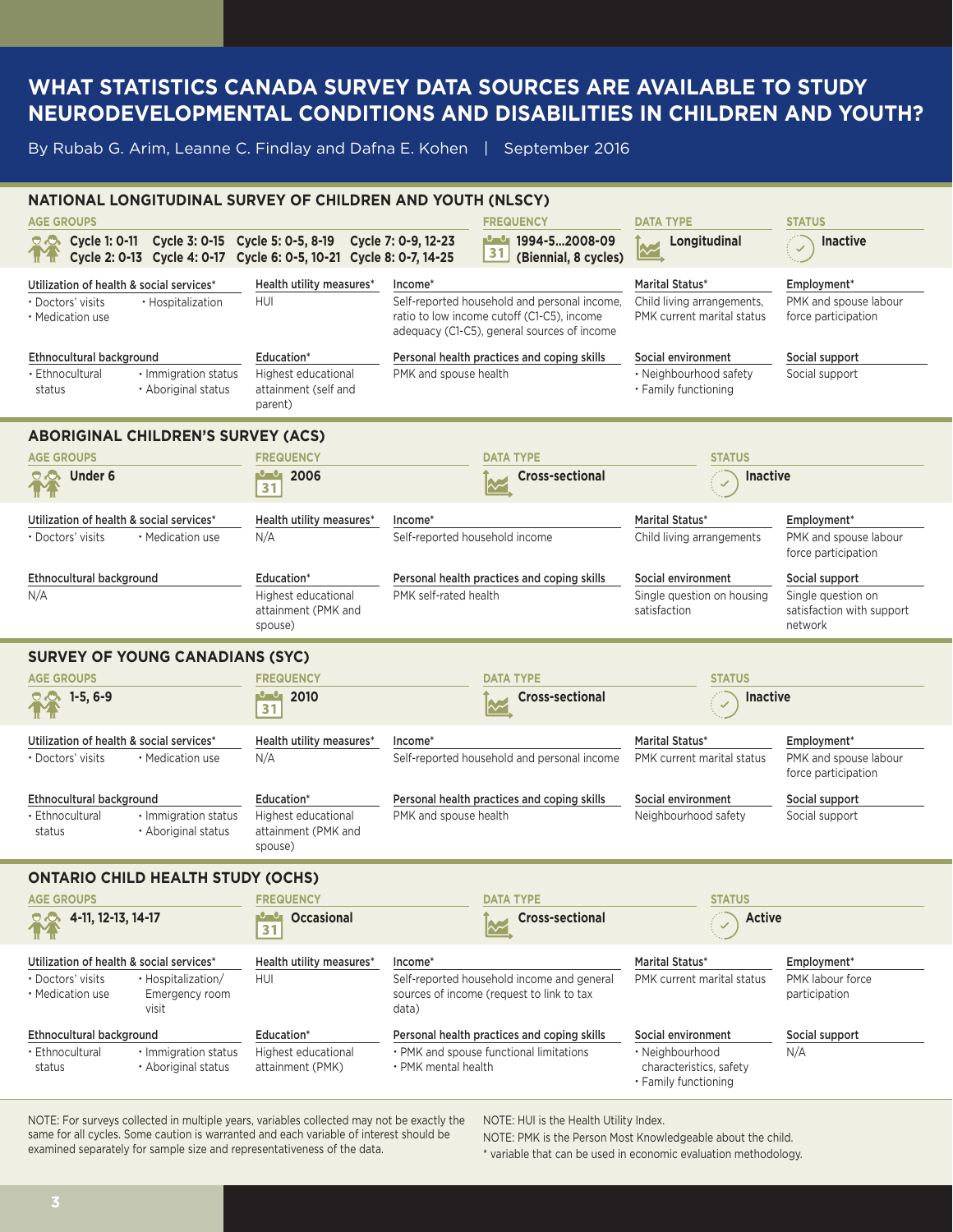# WHAT STATISTICS CANADA SURVEY DATA SOURCES ARE AVAILABLE TO STUDY NEURODEVELOPMENTAL CONDITIONS AND DISABILITIES IN CHILDREN AND YOUTH?

By Rubab G. Arim, Leanne C. Findlay and Dafna E. Kohen | September 2016

## NATIONAL LONGITUDINAL SURVEY OF CHILDREN AND YOUTH (NLSCY)

| AGE GROUPS | FREQUENCY | DATA TYPE | STATUS |
|---|---|---|---|
| Cycle 1: 0-11, Cycle 2: 0-13, Cycle 3: 0-15, Cycle 4: 0-17, Cycle 5: 0-5, 8-19, Cycle 6: 0-5, 10-21, Cycle 7: 0-9, 12-23, Cycle 8: 0-7, 14-25 | 1994-5...2008-09 (Biennial, 8 cycles) | Longitudinal | Inactive |

| Utilization of health & social services* | Health utility measures* | Income* | Marital Status* | Employment* |
|---|---|---|---|---|
| • Doctors' visits • Hospitalization • Medication use | HUI | Self-reported household and personal income, ratio to low income cutoff (C1-C5), income adequacy (C1-C5), general sources of income | Child living arrangements, PMK current marital status | PMK and spouse labour force participation |

| Ethnocultural background | Education* | Personal health practices and coping skills | Social environment | Social support |
|---|---|---|---|---|
| • Ethnocultural status • Immigration status • Aboriginal status | Highest educational attainment (self and parent) | PMK and spouse health | • Neighbourhood safety • Family functioning | Social support |

## ABORIGINAL CHILDREN'S SURVEY (ACS)

| AGE GROUPS | FREQUENCY | DATA TYPE | STATUS |
|---|---|---|---|
| Under 6 | 2006 | Cross-sectional | Inactive |

| Utilization of health & social services* | Health utility measures* | Income* | Marital Status* | Employment* |
|---|---|---|---|---|
| • Doctors' visits • Medication use | N/A | Self-reported household income | Child living arrangements | PMK and spouse labour force participation |

| Ethnocultural background | Education* | Personal health practices and coping skills | Social environment | Social support |
|---|---|---|---|---|
| N/A | Highest educational attainment (PMK and spouse) | PMK self-rated health | Single question on housing satisfaction | Single question on satisfaction with support network |

## SURVEY OF YOUNG CANADIANS (SYC)

| AGE GROUPS | FREQUENCY | DATA TYPE | STATUS |
|---|---|---|---|
| 1-5, 6-9 | 2010 | Cross-sectional | Inactive |

| Utilization of health & social services* | Health utility measures* | Income* | Marital Status* | Employment* |
|---|---|---|---|---|
| • Doctors' visits • Medication use | N/A | Self-reported household and personal income | PMK current marital status | PMK and spouse labour force participation |

| Ethnocultural background | Education* | Personal health practices and coping skills | Social environment | Social support |
|---|---|---|---|---|
| • Ethnocultural status • Immigration status • Aboriginal status | Highest educational attainment (PMK and spouse) | PMK and spouse health | Neighbourhood safety | Social support |

## ONTARIO CHILD HEALTH STUDY (OCHS)

| AGE GROUPS | FREQUENCY | DATA TYPE | STATUS |
|---|---|---|---|
| 4-11, 12-13, 14-17 | Occasional | Cross-sectional | Active |

| Utilization of health & social services* | Health utility measures* | Income* | Marital Status* | Employment* |
|---|---|---|---|---|
| • Doctors' visits • Hospitalization/ Emergency room visit • Medication use | HUI | Self-reported household income and general sources of income (request to link to tax data) | PMK current marital status | PMK labour force participation |

| Ethnocultural background | Education* | Personal health practices and coping skills | Social environment | Social support |
|---|---|---|---|---|
| • Ethnocultural status • Immigration status • Aboriginal status | Highest educational attainment (PMK) | • PMK and spouse functional limitations • PMK mental health | • Neighbourhood characteristics, safety • Family functioning | N/A |

NOTE: For surveys collected in multiple years, variables collected may not be exactly the same for all cycles. Some caution is warranted and each variable of interest should be examined separately for sample size and representativeness of the data.

NOTE: HUI is the Health Utility Index.

NOTE: PMK is the Person Most Knowledgeable about the child.

* variable that can be used in economic evaluation methodology.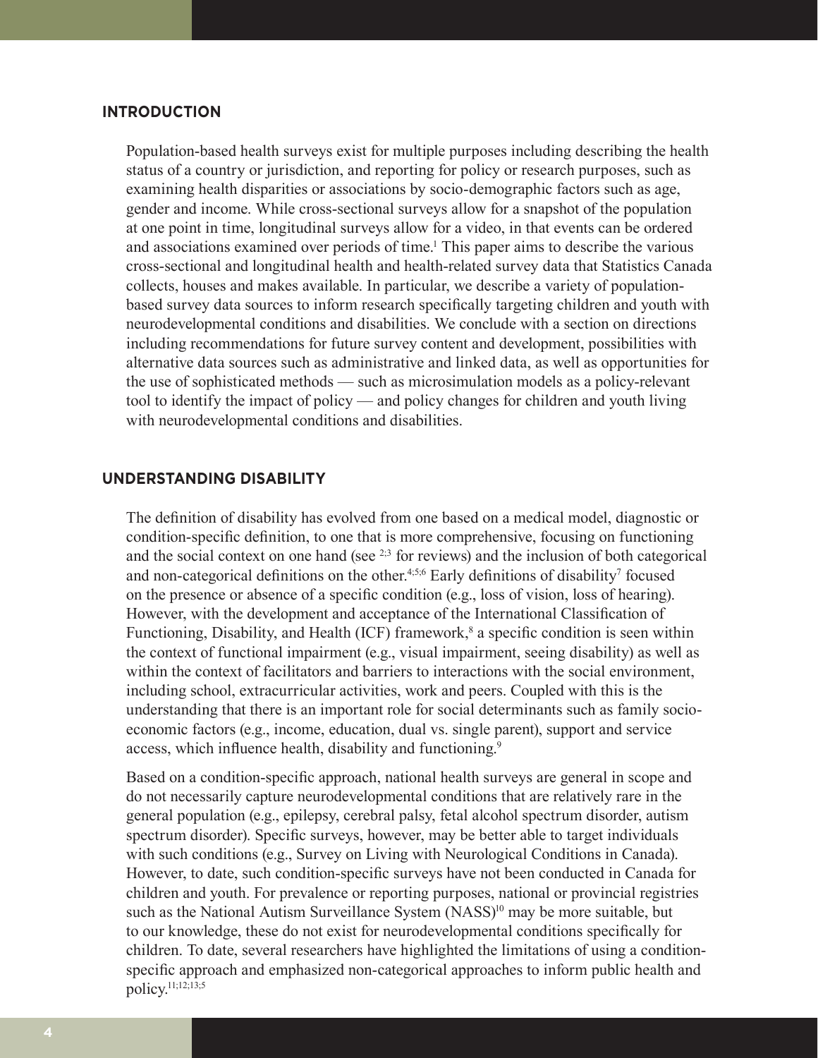## INTRODUCTION

Population-based health surveys exist for multiple purposes including describing the health status of a country or jurisdiction, and reporting for policy or research purposes, such as examining health disparities or associations by socio-demographic factors such as age, gender and income. While cross-sectional surveys allow for a snapshot of the population at one point in time, longitudinal surveys allow for a video, in that events can be ordered and associations examined over periods of time.[1] This paper aims to describe the various cross-sectional and longitudinal health and health-related survey data that Statistics Canada collects, houses and makes available. In particular, we describe a variety of population-based survey data sources to inform research specifically targeting children and youth with neurodevelopmental conditions and disabilities. We conclude with a section on directions including recommendations for future survey content and development, possibilities with alternative data sources such as administrative and linked data, as well as opportunities for the use of sophisticated methods — such as microsimulation models as a policy-relevant tool to identify the impact of policy — and policy changes for children and youth living with neurodevelopmental conditions and disabilities.

## UNDERSTANDING DISABILITY

The definition of disability has evolved from one based on a medical model, diagnostic or condition-specific definition, to one that is more comprehensive, focusing on functioning and the social context on one hand (see [2;3] for reviews) and the inclusion of both categorical and non-categorical definitions on the other.[4;5;6] Early definitions of disability[7] focused on the presence or absence of a specific condition (e.g., loss of vision, loss of hearing). However, with the development and acceptance of the International Classification of Functioning, Disability, and Health (ICF) framework,[8] a specific condition is seen within the context of functional impairment (e.g., visual impairment, seeing disability) as well as within the context of facilitators and barriers to interactions with the social environment, including school, extracurricular activities, work and peers. Coupled with this is the understanding that there is an important role for social determinants such as family socio-economic factors (e.g., income, education, dual vs. single parent), support and service access, which influence health, disability and functioning.[9]

Based on a condition-specific approach, national health surveys are general in scope and do not necessarily capture neurodevelopmental conditions that are relatively rare in the general population (e.g., epilepsy, cerebral palsy, fetal alcohol spectrum disorder, autism spectrum disorder). Specific surveys, however, may be better able to target individuals with such conditions (e.g., Survey on Living with Neurological Conditions in Canada). However, to date, such condition-specific surveys have not been conducted in Canada for children and youth. For prevalence or reporting purposes, national or provincial registries such as the National Autism Surveillance System (NASS)[10] may be more suitable, but to our knowledge, these do not exist for neurodevelopmental conditions specifically for children. To date, several researchers have highlighted the limitations of using a condition-specific approach and emphasized non-categorical approaches to inform public health and policy.[11;12;13;5]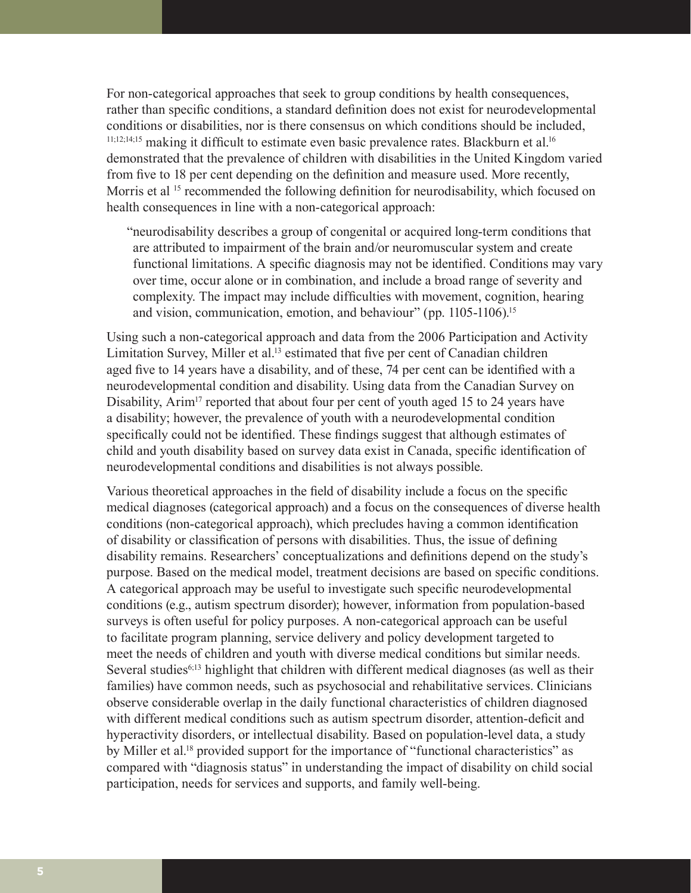For non-categorical approaches that seek to group conditions by health consequences, rather than specific conditions, a standard definition does not exist for neurodevelopmental conditions or disabilities, nor is there consensus on which conditions should be included,[11;12;14;15] making it difficult to estimate even basic prevalence rates. Blackburn et al.[16] demonstrated that the prevalence of children with disabilities in the United Kingdom varied from five to 18 per cent depending on the definition and measure used. More recently, Morris et al [15] recommended the following definition for neurodisability, which focused on health consequences in line with a non-categorical approach:

> "neurodisability describes a group of congenital or acquired long-term conditions that are attributed to impairment of the brain and/or neuromuscular system and create functional limitations. A specific diagnosis may not be identified. Conditions may vary over time, occur alone or in combination, and include a broad range of severity and complexity. The impact may include difficulties with movement, cognition, hearing and vision, communication, emotion, and behaviour" (pp. 1105-1106).[15]

Using such a non-categorical approach and data from the 2006 Participation and Activity Limitation Survey, Miller et al.[13] estimated that five per cent of Canadian children aged five to 14 years have a disability, and of these, 74 per cent can be identified with a neurodevelopmental condition and disability. Using data from the Canadian Survey on Disability, Arim[17] reported that about four per cent of youth aged 15 to 24 years have a disability; however, the prevalence of youth with a neurodevelopmental condition specifically could not be identified. These findings suggest that although estimates of child and youth disability based on survey data exist in Canada, specific identification of neurodevelopmental conditions and disabilities is not always possible.

Various theoretical approaches in the field of disability include a focus on the specific medical diagnoses (categorical approach) and a focus on the consequences of diverse health conditions (non-categorical approach), which precludes having a common identification of disability or classification of persons with disabilities. Thus, the issue of defining disability remains. Researchers' conceptualizations and definitions depend on the study's purpose. Based on the medical model, treatment decisions are based on specific conditions. A categorical approach may be useful to investigate such specific neurodevelopmental conditions (e.g., autism spectrum disorder); however, information from population-based surveys is often useful for policy purposes. A non-categorical approach can be useful to facilitate program planning, service delivery and policy development targeted to meet the needs of children and youth with diverse medical conditions but similar needs. Several studies[6;13] highlight that children with different medical diagnoses (as well as their families) have common needs, such as psychosocial and rehabilitative services. Clinicians observe considerable overlap in the daily functional characteristics of children diagnosed with different medical conditions such as autism spectrum disorder, attention-deficit and hyperactivity disorders, or intellectual disability. Based on population-level data, a study by Miller et al.[18] provided support for the importance of "functional characteristics" as compared with "diagnosis status" in understanding the impact of disability on child social participation, needs for services and supports, and family well-being.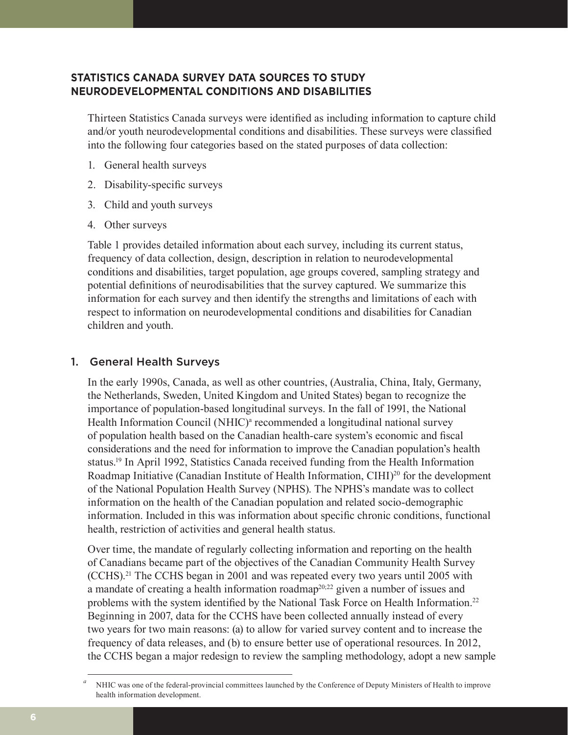## STATISTICS CANADA SURVEY DATA SOURCES TO STUDY NEURODEVELOPMENTAL CONDITIONS AND DISABILITIES

Thirteen Statistics Canada surveys were identified as including information to capture child and/or youth neurodevelopmental conditions and disabilities. These surveys were classified into the following four categories based on the stated purposes of data collection:

1. General health surveys
2. Disability-specific surveys
3. Child and youth surveys
4. Other surveys

Table 1 provides detailed information about each survey, including its current status, frequency of data collection, design, description in relation to neurodevelopmental conditions and disabilities, target population, age groups covered, sampling strategy and potential definitions of neurodisabilities that the survey captured. We summarize this information for each survey and then identify the strengths and limitations of each with respect to information on neurodevelopmental conditions and disabilities for Canadian children and youth.

### 1. General Health Surveys

In the early 1990s, Canada, as well as other countries, (Australia, China, Italy, Germany, the Netherlands, Sweden, United Kingdom and United States) began to recognize the importance of population-based longitudinal surveys. In the fall of 1991, the National Health Information Council (NHIC)[a] recommended a longitudinal national survey of population health based on the Canadian health-care system's economic and fiscal considerations and the need for information to improve the Canadian population's health status.[19] In April 1992, Statistics Canada received funding from the Health Information Roadmap Initiative (Canadian Institute of Health Information, CIHI)[20] for the development of the National Population Health Survey (NPHS). The NPHS's mandate was to collect information on the health of the Canadian population and related socio-demographic information. Included in this was information about specific chronic conditions, functional health, restriction of activities and general health status.

Over time, the mandate of regularly collecting information and reporting on the health of Canadians became part of the objectives of the Canadian Community Health Survey (CCHS).[21] The CCHS began in 2001 and was repeated every two years until 2005 with a mandate of creating a health information roadmap[20;22] given a number of issues and problems with the system identified by the National Task Force on Health Information.[22] Beginning in 2007, data for the CCHS have been collected annually instead of every two years for two main reasons: (a) to allow for varied survey content and to increase the frequency of data releases, and (b) to ensure better use of operational resources. In 2012, the CCHS began a major redesign to review the sampling methodology, adopt a new sample

---

[a] NHIC was one of the federal-provincial committees launched by the Conference of Deputy Ministers of Health to improve health information development.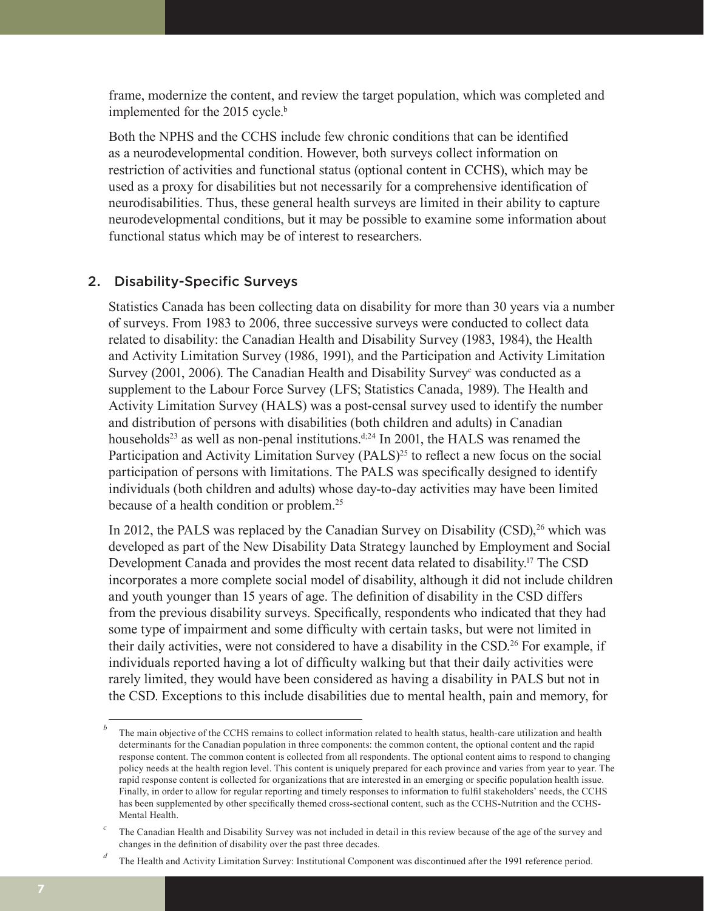frame, modernize the content, and review the target population, which was completed and implemented for the 2015 cycle.[b]

Both the NPHS and the CCHS include few chronic conditions that can be identified as a neurodevelopmental condition. However, both surveys collect information on restriction of activities and functional status (optional content in CCHS), which may be used as a proxy for disabilities but not necessarily for a comprehensive identification of neurodisabilities. Thus, these general health surveys are limited in their ability to capture neurodevelopmental conditions, but it may be possible to examine some information about functional status which may be of interest to researchers.

## 2. Disability-Specific Surveys

Statistics Canada has been collecting data on disability for more than 30 years via a number of surveys. From 1983 to 2006, three successive surveys were conducted to collect data related to disability: the Canadian Health and Disability Survey (1983, 1984), the Health and Activity Limitation Survey (1986, 1991), and the Participation and Activity Limitation Survey (2001, 2006). The Canadian Health and Disability Survey[c] was conducted as a supplement to the Labour Force Survey (LFS; Statistics Canada, 1989). The Health and Activity Limitation Survey (HALS) was a post-censal survey used to identify the number and distribution of persons with disabilities (both children and adults) in Canadian households[23] as well as non-penal institutions.[d;24] In 2001, the HALS was renamed the Participation and Activity Limitation Survey (PALS)[25] to reflect a new focus on the social participation of persons with limitations. The PALS was specifically designed to identify individuals (both children and adults) whose day-to-day activities may have been limited because of a health condition or problem.[25]

In 2012, the PALS was replaced by the Canadian Survey on Disability (CSD),[26] which was developed as part of the New Disability Data Strategy launched by Employment and Social Development Canada and provides the most recent data related to disability.[17] The CSD incorporates a more complete social model of disability, although it did not include children and youth younger than 15 years of age. The definition of disability in the CSD differs from the previous disability surveys. Specifically, respondents who indicated that they had some type of impairment and some difficulty with certain tasks, but were not limited in their daily activities, were not considered to have a disability in the CSD.[26] For example, if individuals reported having a lot of difficulty walking but that their daily activities were rarely limited, they would have been considered as having a disability in PALS but not in the CSD. Exceptions to this include disabilities due to mental health, pain and memory, for

---

[b] The main objective of the CCHS remains to collect information related to health status, health-care utilization and health determinants for the Canadian population in three components: the common content, the optional content and the rapid response content. The common content is collected from all respondents. The optional content aims to respond to changing policy needs at the health region level. This content is uniquely prepared for each province and varies from year to year. The rapid response content is collected for organizations that are interested in an emerging or specific population health issue. Finally, in order to allow for regular reporting and timely responses to information to fulfil stakeholders' needs, the CCHS has been supplemented by other specifically themed cross-sectional content, such as the CCHS-Nutrition and the CCHS-Mental Health.

[c] The Canadian Health and Disability Survey was not included in detail in this review because of the age of the survey and changes in the definition of disability over the past three decades.

[d] The Health and Activity Limitation Survey: Institutional Component was discontinued after the 1991 reference period.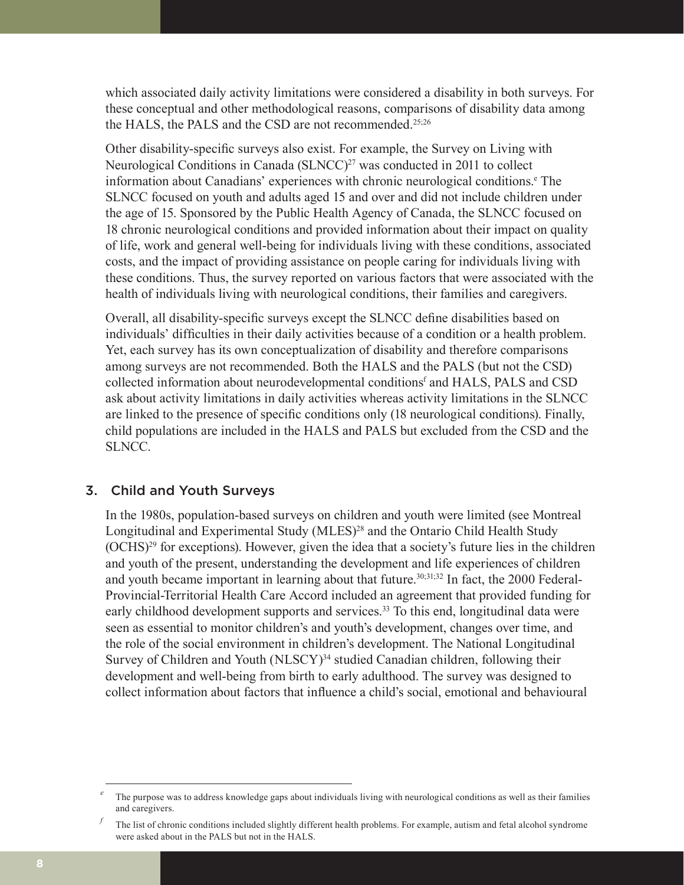which associated daily activity limitations were considered a disability in both surveys. For these conceptual and other methodological reasons, comparisons of disability data among the HALS, the PALS and the CSD are not recommended.[25;26]

Other disability-specific surveys also exist. For example, the Survey on Living with Neurological Conditions in Canada (SLNCC)[27] was conducted in 2011 to collect information about Canadians' experiences with chronic neurological conditions.[e] The SLNCC focused on youth and adults aged 15 and over and did not include children under the age of 15. Sponsored by the Public Health Agency of Canada, the SLNCC focused on 18 chronic neurological conditions and provided information about their impact on quality of life, work and general well-being for individuals living with these conditions, associated costs, and the impact of providing assistance on people caring for individuals living with these conditions. Thus, the survey reported on various factors that were associated with the health of individuals living with neurological conditions, their families and caregivers.

Overall, all disability-specific surveys except the SLNCC define disabilities based on individuals' difficulties in their daily activities because of a condition or a health problem. Yet, each survey has its own conceptualization of disability and therefore comparisons among surveys are not recommended. Both the HALS and the PALS (but not the CSD) collected information about neurodevelopmental conditions[f] and HALS, PALS and CSD ask about activity limitations in daily activities whereas activity limitations in the SLNCC are linked to the presence of specific conditions only (18 neurological conditions). Finally, child populations are included in the HALS and PALS but excluded from the CSD and the SLNCC.

## 3. Child and Youth Surveys

In the 1980s, population-based surveys on children and youth were limited (see Montreal Longitudinal and Experimental Study (MLES)[28] and the Ontario Child Health Study (OCHS)[29] for exceptions). However, given the idea that a society's future lies in the children and youth of the present, understanding the development and life experiences of children and youth became important in learning about that future.[30;31;32] In fact, the 2000 Federal-Provincial-Territorial Health Care Accord included an agreement that provided funding for early childhood development supports and services.[33] To this end, longitudinal data were seen as essential to monitor children's and youth's development, changes over time, and the role of the social environment in children's development. The National Longitudinal Survey of Children and Youth (NLSCY)[34] studied Canadian children, following their development and well-being from birth to early adulthood. The survey was designed to collect information about factors that influence a child's social, emotional and behavioural

---

[e] The purpose was to address knowledge gaps about individuals living with neurological conditions as well as their families and caregivers.

[f] The list of chronic conditions included slightly different health problems. For example, autism and fetal alcohol syndrome were asked about in the PALS but not in the HALS.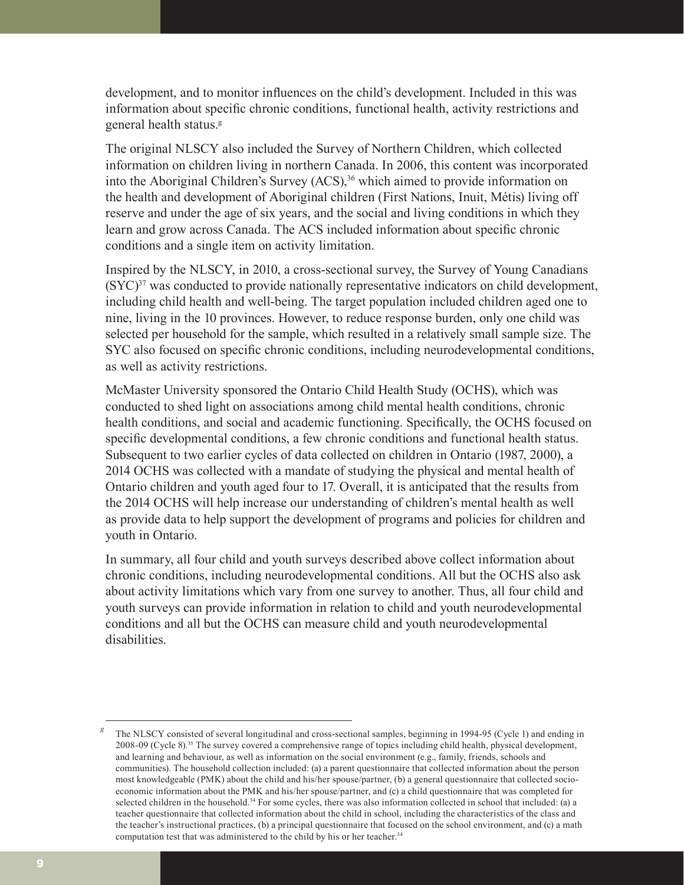development, and to monitor influences on the child's development. Included in this was information about specific chronic conditions, functional health, activity restrictions and general health status.[g]

The original NLSCY also included the Survey of Northern Children, which collected information on children living in northern Canada. In 2006, this content was incorporated into the Aboriginal Children's Survey (ACS),[36] which aimed to provide information on the health and development of Aboriginal children (First Nations, Inuit, Métis) living off reserve and under the age of six years, and the social and living conditions in which they learn and grow across Canada. The ACS included information about specific chronic conditions and a single item on activity limitation.

Inspired by the NLSCY, in 2010, a cross-sectional survey, the Survey of Young Canadians (SYC)[37] was conducted to provide nationally representative indicators on child development, including child health and well-being. The target population included children aged one to nine, living in the 10 provinces. However, to reduce response burden, only one child was selected per household for the sample, which resulted in a relatively small sample size. The SYC also focused on specific chronic conditions, including neurodevelopmental conditions, as well as activity restrictions.

McMaster University sponsored the Ontario Child Health Study (OCHS), which was conducted to shed light on associations among child mental health conditions, chronic health conditions, and social and academic functioning. Specifically, the OCHS focused on specific developmental conditions, a few chronic conditions and functional health status. Subsequent to two earlier cycles of data collected on children in Ontario (1987, 2000), a 2014 OCHS was collected with a mandate of studying the physical and mental health of Ontario children and youth aged four to 17. Overall, it is anticipated that the results from the 2014 OCHS will help increase our understanding of children's mental health as well as provide data to help support the development of programs and policies for children and youth in Ontario.

In summary, all four child and youth surveys described above collect information about chronic conditions, including neurodevelopmental conditions. All but the OCHS also ask about activity limitations which vary from one survey to another. Thus, all four child and youth surveys can provide information in relation to child and youth neurodevelopmental conditions and all but the OCHS can measure child and youth neurodevelopmental disabilities.

---

[g] The NLSCY consisted of several longitudinal and cross-sectional samples, beginning in 1994-95 (Cycle 1) and ending in 2008-09 (Cycle 8).[35] The survey covered a comprehensive range of topics including child health, physical development, and learning and behaviour, as well as information on the social environment (e.g., family, friends, schools and communities). The household collection included: (a) a parent questionnaire that collected information about the person most knowledgeable (PMK) about the child and his/her spouse/partner, (b) a general questionnaire that collected socio-economic information about the PMK and his/her spouse/partner, and (c) a child questionnaire that was completed for selected children in the household.[34] For some cycles, there was also information collected in school that included: (a) a teacher questionnaire that collected information about the child in school, including the characteristics of the class and the teacher's instructional practices, (b) a principal questionnaire that focused on the school environment, and (c) a math computation test that was administered to the child by his or her teacher.[34]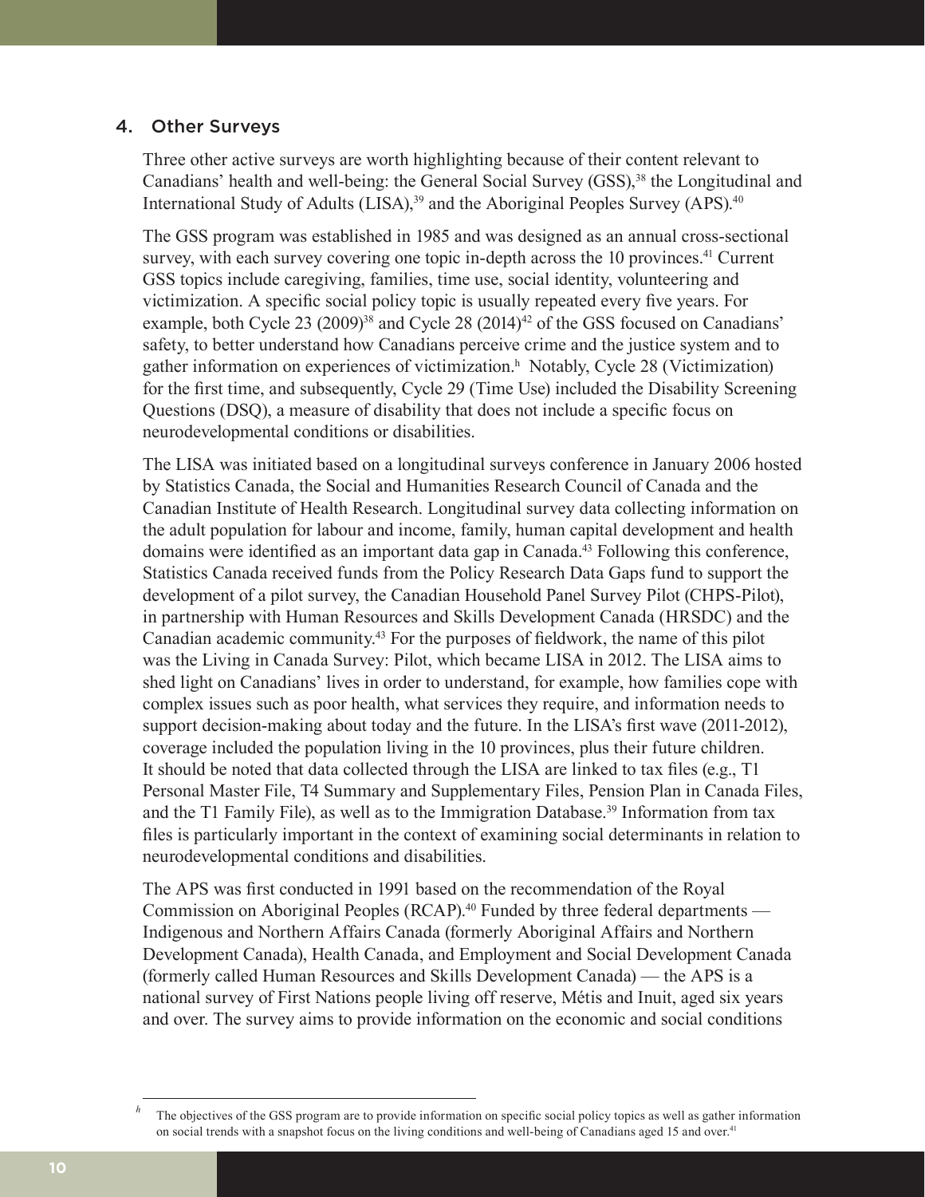## 4. Other Surveys

Three other active surveys are worth highlighting because of their content relevant to Canadians' health and well-being: the General Social Survey (GSS),[38] the Longitudinal and International Study of Adults (LISA),[39] and the Aboriginal Peoples Survey (APS).[40]

The GSS program was established in 1985 and was designed as an annual cross-sectional survey, with each survey covering one topic in-depth across the 10 provinces.[41] Current GSS topics include caregiving, families, time use, social identity, volunteering and victimization. A specific social policy topic is usually repeated every five years. For example, both Cycle 23 (2009)[38] and Cycle 28 (2014)[42] of the GSS focused on Canadians' safety, to better understand how Canadians perceive crime and the justice system and to gather information on experiences of victimization.[h] Notably, Cycle 28 (Victimization) for the first time, and subsequently, Cycle 29 (Time Use) included the Disability Screening Questions (DSQ), a measure of disability that does not include a specific focus on neurodevelopmental conditions or disabilities.

The LISA was initiated based on a longitudinal surveys conference in January 2006 hosted by Statistics Canada, the Social and Humanities Research Council of Canada and the Canadian Institute of Health Research. Longitudinal survey data collecting information on the adult population for labour and income, family, human capital development and health domains were identified as an important data gap in Canada.[43] Following this conference, Statistics Canada received funds from the Policy Research Data Gaps fund to support the development of a pilot survey, the Canadian Household Panel Survey Pilot (CHPS-Pilot), in partnership with Human Resources and Skills Development Canada (HRSDC) and the Canadian academic community.[43] For the purposes of fieldwork, the name of this pilot was the Living in Canada Survey: Pilot, which became LISA in 2012. The LISA aims to shed light on Canadians' lives in order to understand, for example, how families cope with complex issues such as poor health, what services they require, and information needs to support decision-making about today and the future. In the LISA's first wave (2011-2012), coverage included the population living in the 10 provinces, plus their future children. It should be noted that data collected through the LISA are linked to tax files (e.g., T1 Personal Master File, T4 Summary and Supplementary Files, Pension Plan in Canada Files, and the T1 Family File), as well as to the Immigration Database.[39] Information from tax files is particularly important in the context of examining social determinants in relation to neurodevelopmental conditions and disabilities.

The APS was first conducted in 1991 based on the recommendation of the Royal Commission on Aboriginal Peoples (RCAP).[40] Funded by three federal departments — Indigenous and Northern Affairs Canada (formerly Aboriginal Affairs and Northern Development Canada), Health Canada, and Employment and Social Development Canada (formerly called Human Resources and Skills Development Canada) — the APS is a national survey of First Nations people living off reserve, Métis and Inuit, aged six years and over. The survey aims to provide information on the economic and social conditions

---

[h] The objectives of the GSS program are to provide information on specific social policy topics as well as gather information on social trends with a snapshot focus on the living conditions and well-being of Canadians aged 15 and over.[41]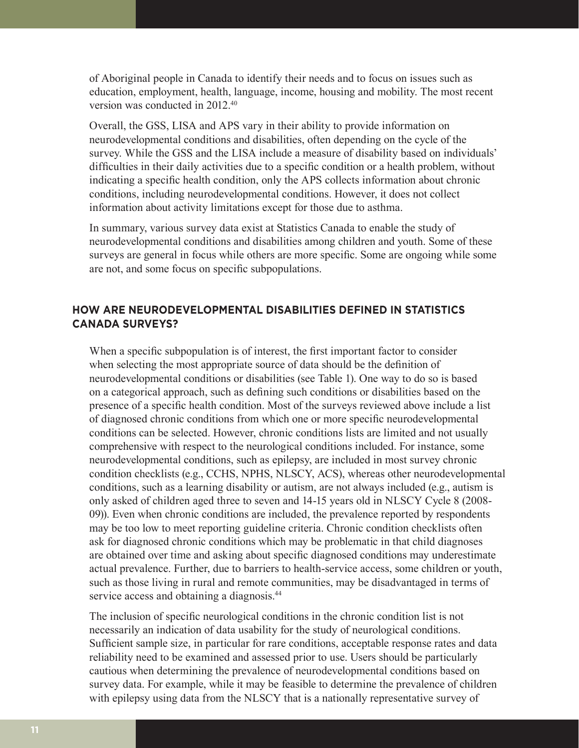of Aboriginal people in Canada to identify their needs and to focus on issues such as education, employment, health, language, income, housing and mobility. The most recent version was conducted in 2012.[40]

Overall, the GSS, LISA and APS vary in their ability to provide information on neurodevelopmental conditions and disabilities, often depending on the cycle of the survey. While the GSS and the LISA include a measure of disability based on individuals' difficulties in their daily activities due to a specific condition or a health problem, without indicating a specific health condition, only the APS collects information about chronic conditions, including neurodevelopmental conditions. However, it does not collect information about activity limitations except for those due to asthma.

In summary, various survey data exist at Statistics Canada to enable the study of neurodevelopmental conditions and disabilities among children and youth. Some of these surveys are general in focus while others are more specific. Some are ongoing while some are not, and some focus on specific subpopulations.

## HOW ARE NEURODEVELOPMENTAL DISABILITIES DEFINED IN STATISTICS CANADA SURVEYS?

When a specific subpopulation is of interest, the first important factor to consider when selecting the most appropriate source of data should be the definition of neurodevelopmental conditions or disabilities (see Table 1). One way to do so is based on a categorical approach, such as defining such conditions or disabilities based on the presence of a specific health condition. Most of the surveys reviewed above include a list of diagnosed chronic conditions from which one or more specific neurodevelopmental conditions can be selected. However, chronic conditions lists are limited and not usually comprehensive with respect to the neurological conditions included. For instance, some neurodevelopmental conditions, such as epilepsy, are included in most survey chronic condition checklists (e.g., CCHS, NPHS, NLSCY, ACS), whereas other neurodevelopmental conditions, such as a learning disability or autism, are not always included (e.g., autism is only asked of children aged three to seven and 14-15 years old in NLSCY Cycle 8 (2008-09)). Even when chronic conditions are included, the prevalence reported by respondents may be too low to meet reporting guideline criteria. Chronic condition checklists often ask for diagnosed chronic conditions which may be problematic in that child diagnoses are obtained over time and asking about specific diagnosed conditions may underestimate actual prevalence. Further, due to barriers to health-service access, some children or youth, such as those living in rural and remote communities, may be disadvantaged in terms of service access and obtaining a diagnosis.[44]

The inclusion of specific neurological conditions in the chronic condition list is not necessarily an indication of data usability for the study of neurological conditions. Sufficient sample size, in particular for rare conditions, acceptable response rates and data reliability need to be examined and assessed prior to use. Users should be particularly cautious when determining the prevalence of neurodevelopmental conditions based on survey data. For example, while it may be feasible to determine the prevalence of children with epilepsy using data from the NLSCY that is a nationally representative survey of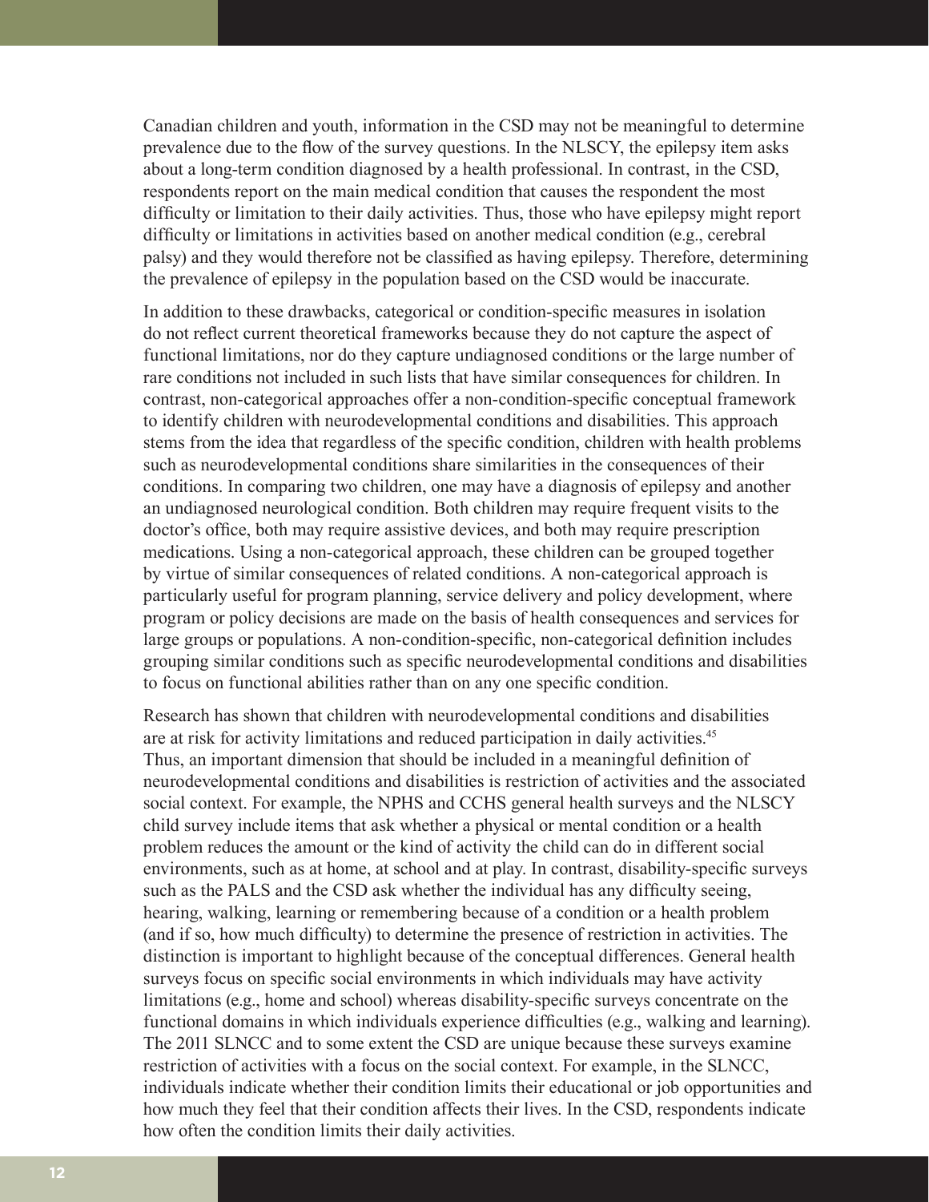Canadian children and youth, information in the CSD may not be meaningful to determine prevalence due to the flow of the survey questions. In the NLSCY, the epilepsy item asks about a long-term condition diagnosed by a health professional. In contrast, in the CSD, respondents report on the main medical condition that causes the respondent the most difficulty or limitation to their daily activities. Thus, those who have epilepsy might report difficulty or limitations in activities based on another medical condition (e.g., cerebral palsy) and they would therefore not be classified as having epilepsy. Therefore, determining the prevalence of epilepsy in the population based on the CSD would be inaccurate.

In addition to these drawbacks, categorical or condition-specific measures in isolation do not reflect current theoretical frameworks because they do not capture the aspect of functional limitations, nor do they capture undiagnosed conditions or the large number of rare conditions not included in such lists that have similar consequences for children. In contrast, non-categorical approaches offer a non-condition-specific conceptual framework to identify children with neurodevelopmental conditions and disabilities. This approach stems from the idea that regardless of the specific condition, children with health problems such as neurodevelopmental conditions share similarities in the consequences of their conditions. In comparing two children, one may have a diagnosis of epilepsy and another an undiagnosed neurological condition. Both children may require frequent visits to the doctor's office, both may require assistive devices, and both may require prescription medications. Using a non-categorical approach, these children can be grouped together by virtue of similar consequences of related conditions. A non-categorical approach is particularly useful for program planning, service delivery and policy development, where program or policy decisions are made on the basis of health consequences and services for large groups or populations. A non-condition-specific, non-categorical definition includes grouping similar conditions such as specific neurodevelopmental conditions and disabilities to focus on functional abilities rather than on any one specific condition.

Research has shown that children with neurodevelopmental conditions and disabilities are at risk for activity limitations and reduced participation in daily activities.[45] Thus, an important dimension that should be included in a meaningful definition of neurodevelopmental conditions and disabilities is restriction of activities and the associated social context. For example, the NPHS and CCHS general health surveys and the NLSCY child survey include items that ask whether a physical or mental condition or a health problem reduces the amount or the kind of activity the child can do in different social environments, such as at home, at school and at play. In contrast, disability-specific surveys such as the PALS and the CSD ask whether the individual has any difficulty seeing, hearing, walking, learning or remembering because of a condition or a health problem (and if so, how much difficulty) to determine the presence of restriction in activities. The distinction is important to highlight because of the conceptual differences. General health surveys focus on specific social environments in which individuals may have activity limitations (e.g., home and school) whereas disability-specific surveys concentrate on the functional domains in which individuals experience difficulties (e.g., walking and learning). The 2011 SLNCC and to some extent the CSD are unique because these surveys examine restriction of activities with a focus on the social context. For example, in the SLNCC, individuals indicate whether their condition limits their educational or job opportunities and how much they feel that their condition affects their lives. In the CSD, respondents indicate how often the condition limits their daily activities.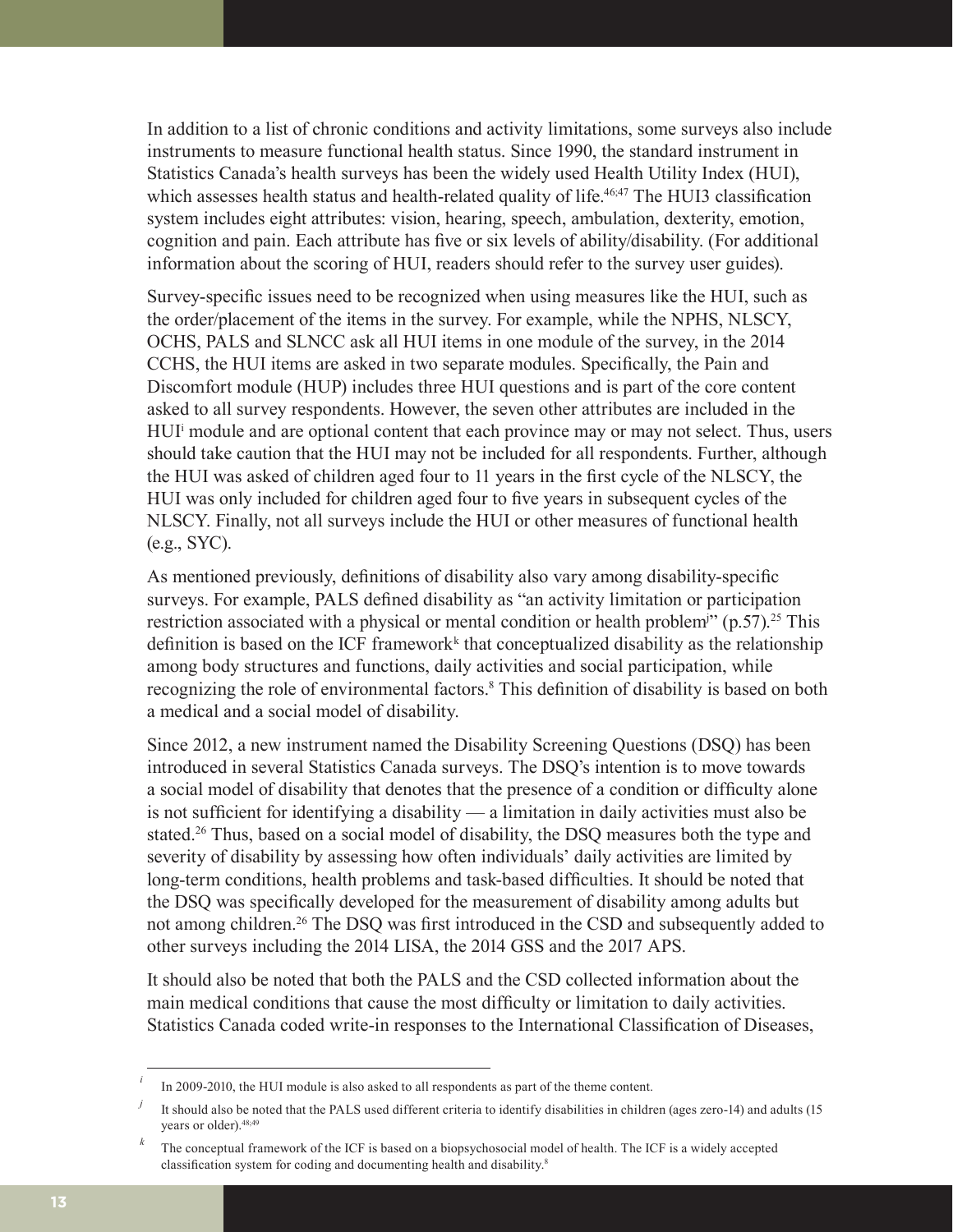In addition to a list of chronic conditions and activity limitations, some surveys also include instruments to measure functional health status. Since 1990, the standard instrument in Statistics Canada's health surveys has been the widely used Health Utility Index (HUI), which assesses health status and health-related quality of life.[46;47] The HUI3 classification system includes eight attributes: vision, hearing, speech, ambulation, dexterity, emotion, cognition and pain. Each attribute has five or six levels of ability/disability. (For additional information about the scoring of HUI, readers should refer to the survey user guides).

Survey-specific issues need to be recognized when using measures like the HUI, such as the order/placement of the items in the survey. For example, while the NPHS, NLSCY, OCHS, PALS and SLNCC ask all HUI items in one module of the survey, in the 2014 CCHS, the HUI items are asked in two separate modules. Specifically, the Pain and Discomfort module (HUP) includes three HUI questions and is part of the core content asked to all survey respondents. However, the seven other attributes are included in the HUI[i] module and are optional content that each province may or may not select. Thus, users should take caution that the HUI may not be included for all respondents. Further, although the HUI was asked of children aged four to 11 years in the first cycle of the NLSCY, the HUI was only included for children aged four to five years in subsequent cycles of the NLSCY. Finally, not all surveys include the HUI or other measures of functional health (e.g., SYC).

As mentioned previously, definitions of disability also vary among disability-specific surveys. For example, PALS defined disability as "an activity limitation or participation restriction associated with a physical or mental condition or health problem[j]" (p.57).[25] This definition is based on the ICF framework[k] that conceptualized disability as the relationship among body structures and functions, daily activities and social participation, while recognizing the role of environmental factors.[8] This definition of disability is based on both a medical and a social model of disability.

Since 2012, a new instrument named the Disability Screening Questions (DSQ) has been introduced in several Statistics Canada surveys. The DSQ's intention is to move towards a social model of disability that denotes that the presence of a condition or difficulty alone is not sufficient for identifying a disability — a limitation in daily activities must also be stated.[26] Thus, based on a social model of disability, the DSQ measures both the type and severity of disability by assessing how often individuals' daily activities are limited by long-term conditions, health problems and task-based difficulties. It should be noted that the DSQ was specifically developed for the measurement of disability among adults but not among children.[26] The DSQ was first introduced in the CSD and subsequently added to other surveys including the 2014 LISA, the 2014 GSS and the 2017 APS.

It should also be noted that both the PALS and the CSD collected information about the main medical conditions that cause the most difficulty or limitation to daily activities. Statistics Canada coded write-in responses to the International Classification of Diseases,

---

[i] In 2009-2010, the HUI module is also asked to all respondents as part of the theme content.

[j] It should also be noted that the PALS used different criteria to identify disabilities in children (ages zero-14) and adults (15 years or older).[48;49]

[k] The conceptual framework of the ICF is based on a biopsychosocial model of health. The ICF is a widely accepted classification system for coding and documenting health and disability.[8]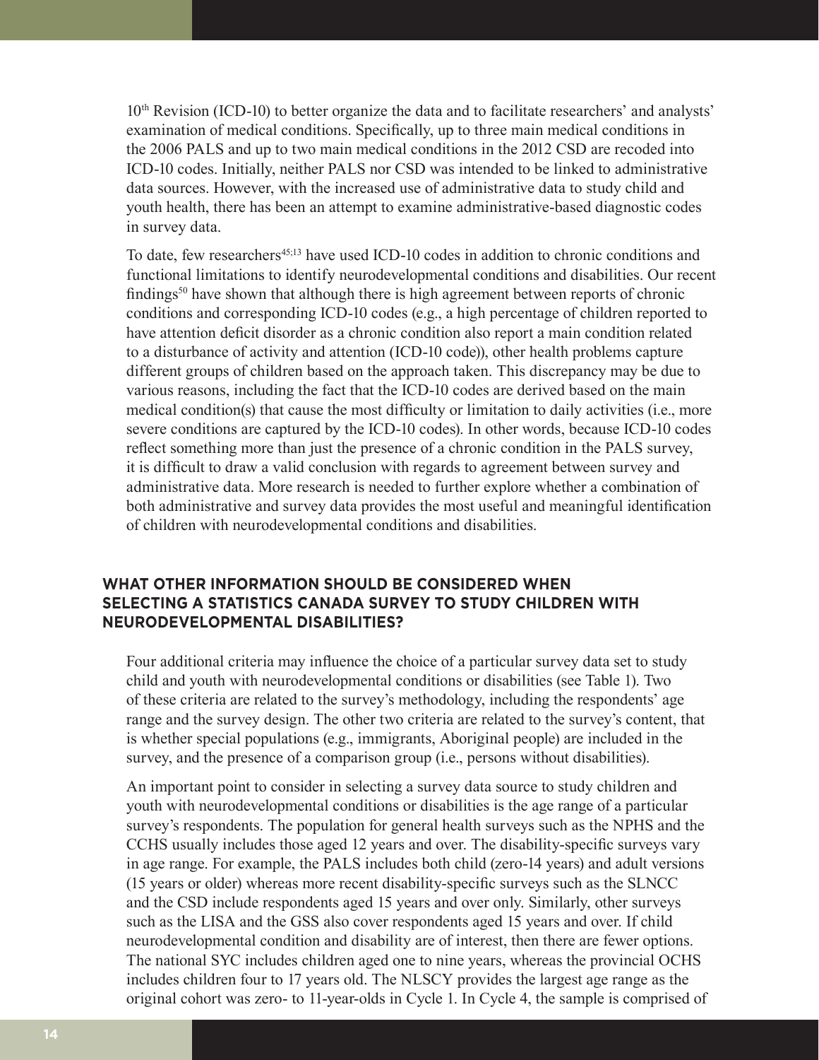10th Revision (ICD-10) to better organize the data and to facilitate researchers' and analysts' examination of medical conditions. Specifically, up to three main medical conditions in the 2006 PALS and up to two main medical conditions in the 2012 CSD are recoded into ICD-10 codes. Initially, neither PALS nor CSD was intended to be linked to administrative data sources. However, with the increased use of administrative data to study child and youth health, there has been an attempt to examine administrative-based diagnostic codes in survey data.

To date, few researchers[45;13] have used ICD-10 codes in addition to chronic conditions and functional limitations to identify neurodevelopmental conditions and disabilities. Our recent findings[50] have shown that although there is high agreement between reports of chronic conditions and corresponding ICD-10 codes (e.g., a high percentage of children reported to have attention deficit disorder as a chronic condition also report a main condition related to a disturbance of activity and attention (ICD-10 code)), other health problems capture different groups of children based on the approach taken. This discrepancy may be due to various reasons, including the fact that the ICD-10 codes are derived based on the main medical condition(s) that cause the most difficulty or limitation to daily activities (i.e., more severe conditions are captured by the ICD-10 codes). In other words, because ICD-10 codes reflect something more than just the presence of a chronic condition in the PALS survey, it is difficult to draw a valid conclusion with regards to agreement between survey and administrative data. More research is needed to further explore whether a combination of both administrative and survey data provides the most useful and meaningful identification of children with neurodevelopmental conditions and disabilities.

## WHAT OTHER INFORMATION SHOULD BE CONSIDERED WHEN SELECTING A STATISTICS CANADA SURVEY TO STUDY CHILDREN WITH NEURODEVELOPMENTAL DISABILITIES?

Four additional criteria may influence the choice of a particular survey data set to study child and youth with neurodevelopmental conditions or disabilities (see Table 1). Two of these criteria are related to the survey's methodology, including the respondents' age range and the survey design. The other two criteria are related to the survey's content, that is whether special populations (e.g., immigrants, Aboriginal people) are included in the survey, and the presence of a comparison group (i.e., persons without disabilities).

An important point to consider in selecting a survey data source to study children and youth with neurodevelopmental conditions or disabilities is the age range of a particular survey's respondents. The population for general health surveys such as the NPHS and the CCHS usually includes those aged 12 years and over. The disability-specific surveys vary in age range. For example, the PALS includes both child (zero-14 years) and adult versions (15 years or older) whereas more recent disability-specific surveys such as the SLNCC and the CSD include respondents aged 15 years and over only. Similarly, other surveys such as the LISA and the GSS also cover respondents aged 15 years and over. If child neurodevelopmental condition and disability are of interest, then there are fewer options. The national SYC includes children aged one to nine years, whereas the provincial OCHS includes children four to 17 years old. The NLSCY provides the largest age range as the original cohort was zero- to 11-year-olds in Cycle 1. In Cycle 4, the sample is comprised of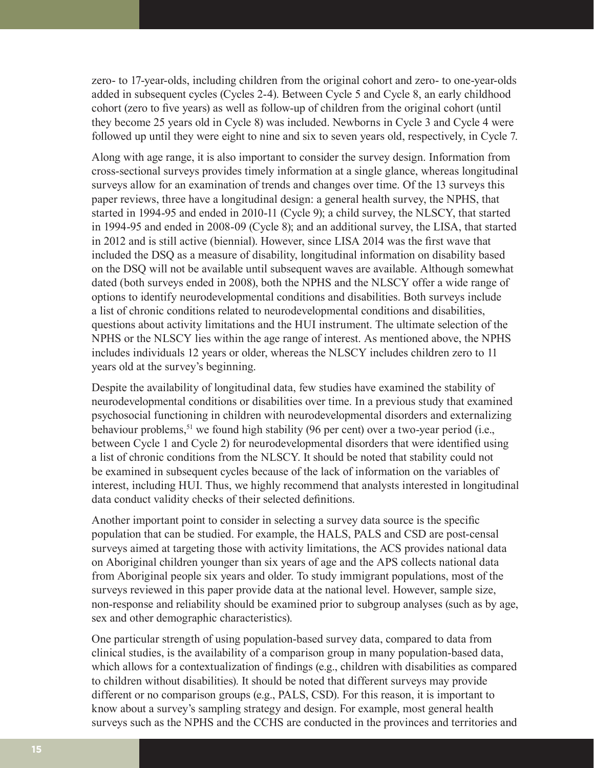zero- to 17-year-olds, including children from the original cohort and zero- to one-year-olds added in subsequent cycles (Cycles 2-4). Between Cycle 5 and Cycle 8, an early childhood cohort (zero to five years) as well as follow-up of children from the original cohort (until they become 25 years old in Cycle 8) was included. Newborns in Cycle 3 and Cycle 4 were followed up until they were eight to nine and six to seven years old, respectively, in Cycle 7.

Along with age range, it is also important to consider the survey design. Information from cross-sectional surveys provides timely information at a single glance, whereas longitudinal surveys allow for an examination of trends and changes over time. Of the 13 surveys this paper reviews, three have a longitudinal design: a general health survey, the NPHS, that started in 1994-95 and ended in 2010-11 (Cycle 9); a child survey, the NLSCY, that started in 1994-95 and ended in 2008-09 (Cycle 8); and an additional survey, the LISA, that started in 2012 and is still active (biennial). However, since LISA 2014 was the first wave that included the DSQ as a measure of disability, longitudinal information on disability based on the DSQ will not be available until subsequent waves are available. Although somewhat dated (both surveys ended in 2008), both the NPHS and the NLSCY offer a wide range of options to identify neurodevelopmental conditions and disabilities. Both surveys include a list of chronic conditions related to neurodevelopmental conditions and disabilities, questions about activity limitations and the HUI instrument. The ultimate selection of the NPHS or the NLSCY lies within the age range of interest. As mentioned above, the NPHS includes individuals 12 years or older, whereas the NLSCY includes children zero to 11 years old at the survey's beginning.

Despite the availability of longitudinal data, few studies have examined the stability of neurodevelopmental conditions or disabilities over time. In a previous study that examined psychosocial functioning in children with neurodevelopmental disorders and externalizing behaviour problems,[51] we found high stability (96 per cent) over a two-year period (i.e., between Cycle 1 and Cycle 2) for neurodevelopmental disorders that were identified using a list of chronic conditions from the NLSCY. It should be noted that stability could not be examined in subsequent cycles because of the lack of information on the variables of interest, including HUI. Thus, we highly recommend that analysts interested in longitudinal data conduct validity checks of their selected definitions.

Another important point to consider in selecting a survey data source is the specific population that can be studied. For example, the HALS, PALS and CSD are post-censal surveys aimed at targeting those with activity limitations, the ACS provides national data on Aboriginal children younger than six years of age and the APS collects national data from Aboriginal people six years and older. To study immigrant populations, most of the surveys reviewed in this paper provide data at the national level. However, sample size, non-response and reliability should be examined prior to subgroup analyses (such as by age, sex and other demographic characteristics).

One particular strength of using population-based survey data, compared to data from clinical studies, is the availability of a comparison group in many population-based data, which allows for a contextualization of findings (e.g., children with disabilities as compared to children without disabilities). It should be noted that different surveys may provide different or no comparison groups (e.g., PALS, CSD). For this reason, it is important to know about a survey's sampling strategy and design. For example, most general health surveys such as the NPHS and the CCHS are conducted in the provinces and territories and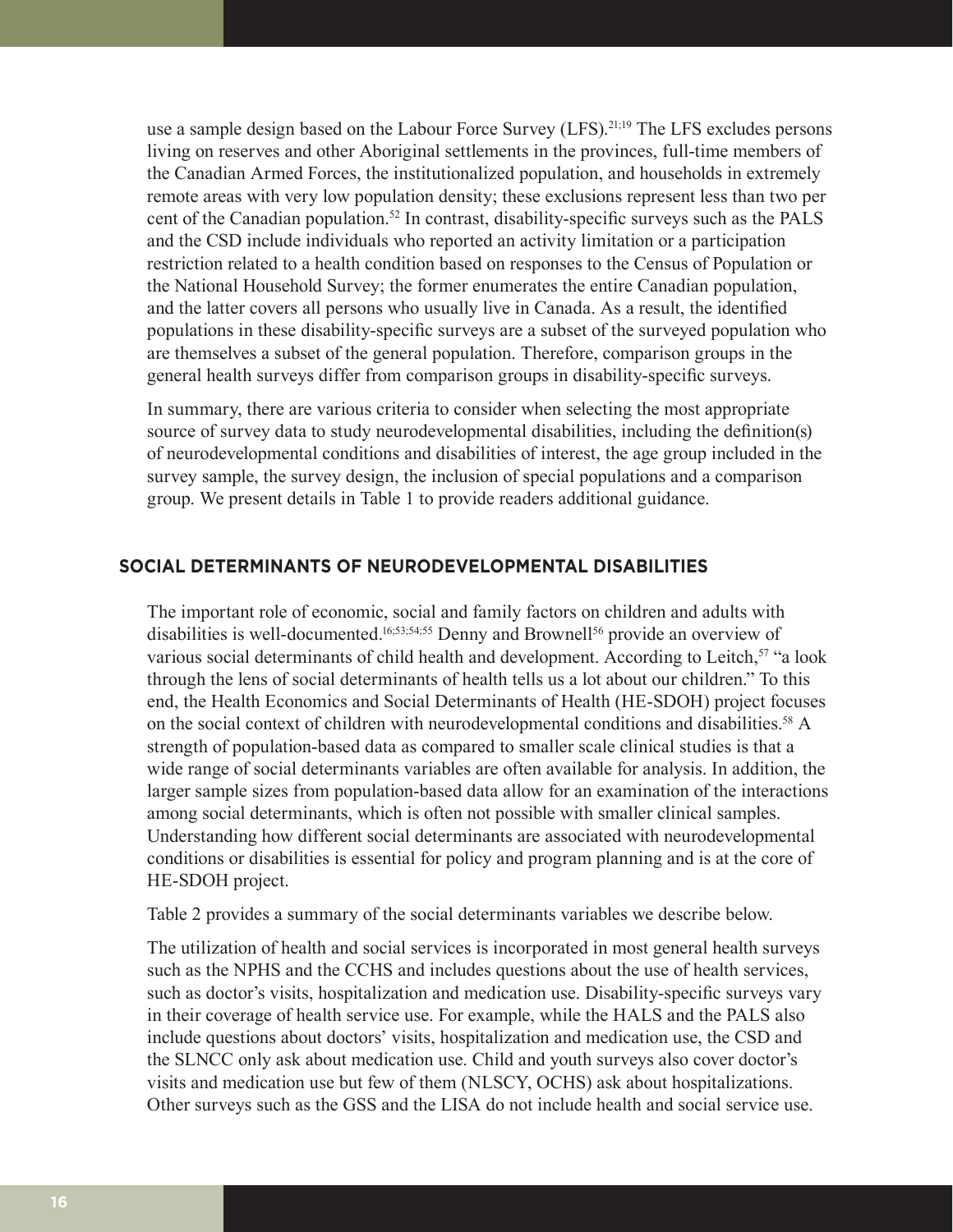use a sample design based on the Labour Force Survey (LFS).[21;19] The LFS excludes persons living on reserves and other Aboriginal settlements in the provinces, full-time members of the Canadian Armed Forces, the institutionalized population, and households in extremely remote areas with very low population density; these exclusions represent less than two per cent of the Canadian population.[52] In contrast, disability-specific surveys such as the PALS and the CSD include individuals who reported an activity limitation or a participation restriction related to a health condition based on responses to the Census of Population or the National Household Survey; the former enumerates the entire Canadian population, and the latter covers all persons who usually live in Canada. As a result, the identified populations in these disability-specific surveys are a subset of the surveyed population who are themselves a subset of the general population. Therefore, comparison groups in the general health surveys differ from comparison groups in disability-specific surveys.

In summary, there are various criteria to consider when selecting the most appropriate source of survey data to study neurodevelopmental disabilities, including the definition(s) of neurodevelopmental conditions and disabilities of interest, the age group included in the survey sample, the survey design, the inclusion of special populations and a comparison group. We present details in Table 1 to provide readers additional guidance.

## SOCIAL DETERMINANTS OF NEURODEVELOPMENTAL DISABILITIES

The important role of economic, social and family factors on children and adults with disabilities is well-documented.[16;53;54;55] Denny and Brownell[56] provide an overview of various social determinants of child health and development. According to Leitch,[57] "a look through the lens of social determinants of health tells us a lot about our children." To this end, the Health Economics and Social Determinants of Health (HE-SDOH) project focuses on the social context of children with neurodevelopmental conditions and disabilities.[58] A strength of population-based data as compared to smaller scale clinical studies is that a wide range of social determinants variables are often available for analysis. In addition, the larger sample sizes from population-based data allow for an examination of the interactions among social determinants, which is often not possible with smaller clinical samples. Understanding how different social determinants are associated with neurodevelopmental conditions or disabilities is essential for policy and program planning and is at the core of HE-SDOH project.

Table 2 provides a summary of the social determinants variables we describe below.

The utilization of health and social services is incorporated in most general health surveys such as the NPHS and the CCHS and includes questions about the use of health services, such as doctor's visits, hospitalization and medication use. Disability-specific surveys vary in their coverage of health service use. For example, while the HALS and the PALS also include questions about doctors' visits, hospitalization and medication use, the CSD and the SLNCC only ask about medication use. Child and youth surveys also cover doctor's visits and medication use but few of them (NLSCY, OCHS) ask about hospitalizations. Other surveys such as the GSS and the LISA do not include health and social service use.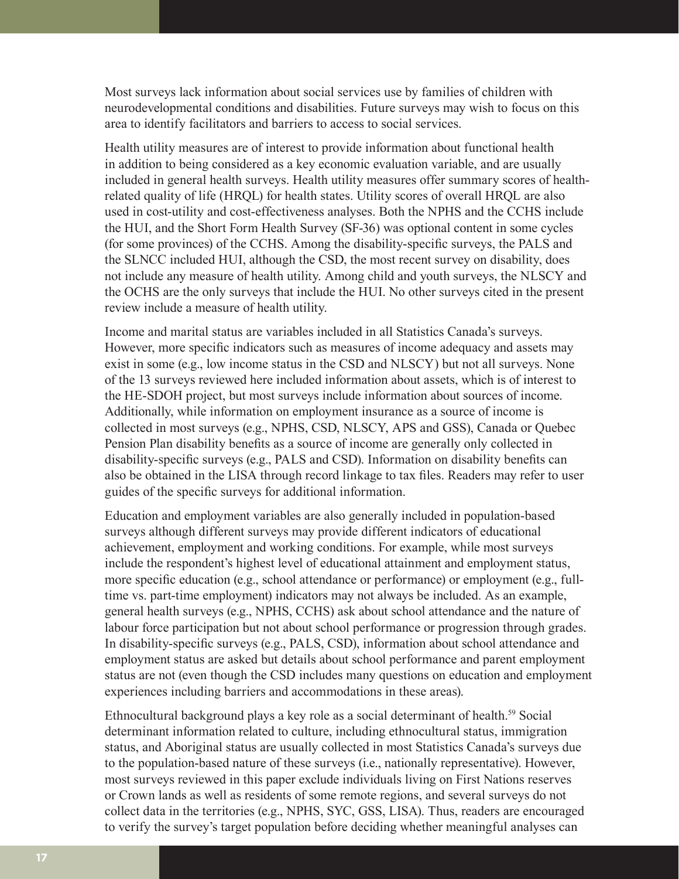Most surveys lack information about social services use by families of children with neurodevelopmental conditions and disabilities. Future surveys may wish to focus on this area to identify facilitators and barriers to access to social services.

Health utility measures are of interest to provide information about functional health in addition to being considered as a key economic evaluation variable, and are usually included in general health surveys. Health utility measures offer summary scores of health-related quality of life (HRQL) for health states. Utility scores of overall HRQL are also used in cost-utility and cost-effectiveness analyses. Both the NPHS and the CCHS include the HUI, and the Short Form Health Survey (SF-36) was optional content in some cycles (for some provinces) of the CCHS. Among the disability-specific surveys, the PALS and the SLNCC included HUI, although the CSD, the most recent survey on disability, does not include any measure of health utility. Among child and youth surveys, the NLSCY and the OCHS are the only surveys that include the HUI. No other surveys cited in the present review include a measure of health utility.

Income and marital status are variables included in all Statistics Canada's surveys. However, more specific indicators such as measures of income adequacy and assets may exist in some (e.g., low income status in the CSD and NLSCY) but not all surveys. None of the 13 surveys reviewed here included information about assets, which is of interest to the HE-SDOH project, but most surveys include information about sources of income. Additionally, while information on employment insurance as a source of income is collected in most surveys (e.g., NPHS, CSD, NLSCY, APS and GSS), Canada or Quebec Pension Plan disability benefits as a source of income are generally only collected in disability-specific surveys (e.g., PALS and CSD). Information on disability benefits can also be obtained in the LISA through record linkage to tax files. Readers may refer to user guides of the specific surveys for additional information.

Education and employment variables are also generally included in population-based surveys although different surveys may provide different indicators of educational achievement, employment and working conditions. For example, while most surveys include the respondent's highest level of educational attainment and employment status, more specific education (e.g., school attendance or performance) or employment (e.g., full-time vs. part-time employment) indicators may not always be included. As an example, general health surveys (e.g., NPHS, CCHS) ask about school attendance and the nature of labour force participation but not about school performance or progression through grades. In disability-specific surveys (e.g., PALS, CSD), information about school attendance and employment status are asked but details about school performance and parent employment status are not (even though the CSD includes many questions on education and employment experiences including barriers and accommodations in these areas).

Ethnocultural background plays a key role as a social determinant of health.[59] Social determinant information related to culture, including ethnocultural status, immigration status, and Aboriginal status are usually collected in most Statistics Canada's surveys due to the population-based nature of these surveys (i.e., nationally representative). However, most surveys reviewed in this paper exclude individuals living on First Nations reserves or Crown lands as well as residents of some remote regions, and several surveys do not collect data in the territories (e.g., NPHS, SYC, GSS, LISA). Thus, readers are encouraged to verify the survey's target population before deciding whether meaningful analyses can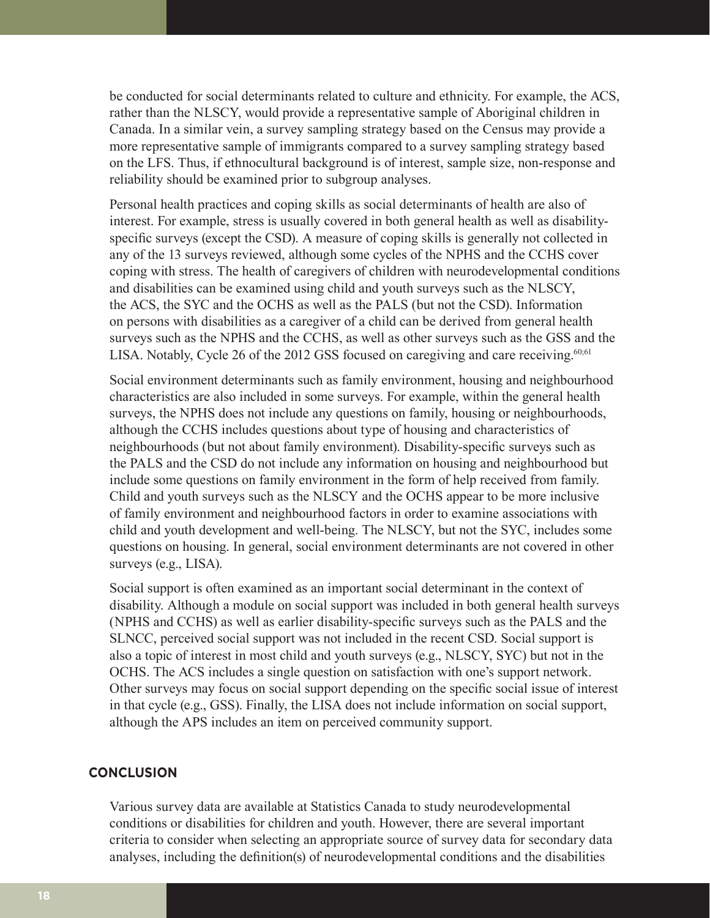be conducted for social determinants related to culture and ethnicity. For example, the ACS, rather than the NLSCY, would provide a representative sample of Aboriginal children in Canada. In a similar vein, a survey sampling strategy based on the Census may provide a more representative sample of immigrants compared to a survey sampling strategy based on the LFS. Thus, if ethnocultural background is of interest, sample size, non-response and reliability should be examined prior to subgroup analyses.

Personal health practices and coping skills as social determinants of health are also of interest. For example, stress is usually covered in both general health as well as disability-specific surveys (except the CSD). A measure of coping skills is generally not collected in any of the 13 surveys reviewed, although some cycles of the NPHS and the CCHS cover coping with stress. The health of caregivers of children with neurodevelopmental conditions and disabilities can be examined using child and youth surveys such as the NLSCY, the ACS, the SYC and the OCHS as well as the PALS (but not the CSD). Information on persons with disabilities as a caregiver of a child can be derived from general health surveys such as the NPHS and the CCHS, as well as other surveys such as the GSS and the LISA. Notably, Cycle 26 of the 2012 GSS focused on caregiving and care receiving.[60;61]

Social environment determinants such as family environment, housing and neighbourhood characteristics are also included in some surveys. For example, within the general health surveys, the NPHS does not include any questions on family, housing or neighbourhoods, although the CCHS includes questions about type of housing and characteristics of neighbourhoods (but not about family environment). Disability-specific surveys such as the PALS and the CSD do not include any information on housing and neighbourhood but include some questions on family environment in the form of help received from family. Child and youth surveys such as the NLSCY and the OCHS appear to be more inclusive of family environment and neighbourhood factors in order to examine associations with child and youth development and well-being. The NLSCY, but not the SYC, includes some questions on housing. In general, social environment determinants are not covered in other surveys (e.g., LISA).

Social support is often examined as an important social determinant in the context of disability. Although a module on social support was included in both general health surveys (NPHS and CCHS) as well as earlier disability-specific surveys such as the PALS and the SLNCC, perceived social support was not included in the recent CSD. Social support is also a topic of interest in most child and youth surveys (e.g., NLSCY, SYC) but not in the OCHS. The ACS includes a single question on satisfaction with one's support network. Other surveys may focus on social support depending on the specific social issue of interest in that cycle (e.g., GSS). Finally, the LISA does not include information on social support, although the APS includes an item on perceived community support.

## CONCLUSION

Various survey data are available at Statistics Canada to study neurodevelopmental conditions or disabilities for children and youth. However, there are several important criteria to consider when selecting an appropriate source of survey data for secondary data analyses, including the definition(s) of neurodevelopmental conditions and the disabilities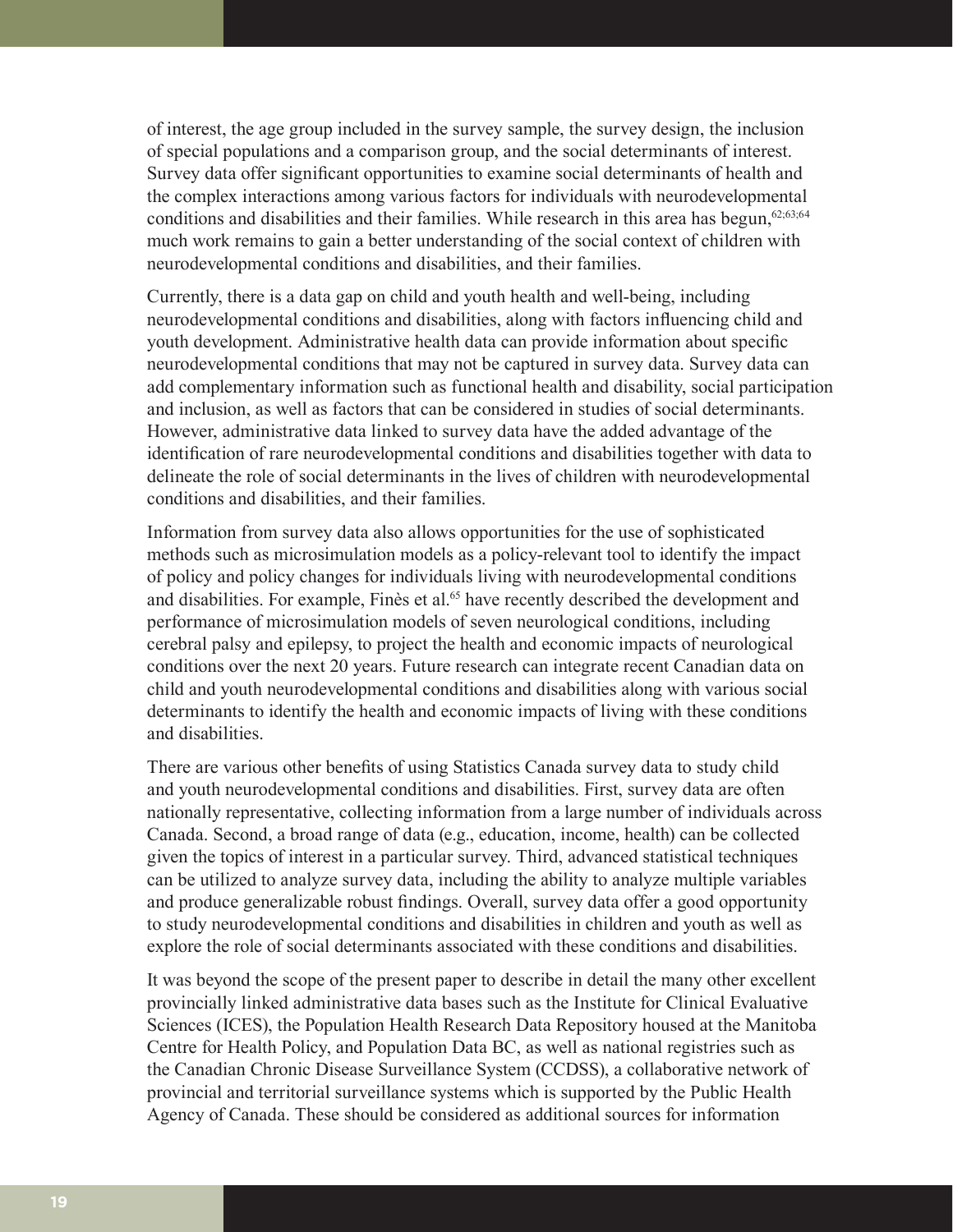of interest, the age group included in the survey sample, the survey design, the inclusion of special populations and a comparison group, and the social determinants of interest. Survey data offer significant opportunities to examine social determinants of health and the complex interactions among various factors for individuals with neurodevelopmental conditions and disabilities and their families. While research in this area has begun,[62;63;64] much work remains to gain a better understanding of the social context of children with neurodevelopmental conditions and disabilities, and their families.

Currently, there is a data gap on child and youth health and well-being, including neurodevelopmental conditions and disabilities, along with factors influencing child and youth development. Administrative health data can provide information about specific neurodevelopmental conditions that may not be captured in survey data. Survey data can add complementary information such as functional health and disability, social participation and inclusion, as well as factors that can be considered in studies of social determinants. However, administrative data linked to survey data have the added advantage of the identification of rare neurodevelopmental conditions and disabilities together with data to delineate the role of social determinants in the lives of children with neurodevelopmental conditions and disabilities, and their families.

Information from survey data also allows opportunities for the use of sophisticated methods such as microsimulation models as a policy-relevant tool to identify the impact of policy and policy changes for individuals living with neurodevelopmental conditions and disabilities. For example, Finès et al.[65] have recently described the development and performance of microsimulation models of seven neurological conditions, including cerebral palsy and epilepsy, to project the health and economic impacts of neurological conditions over the next 20 years. Future research can integrate recent Canadian data on child and youth neurodevelopmental conditions and disabilities along with various social determinants to identify the health and economic impacts of living with these conditions and disabilities.

There are various other benefits of using Statistics Canada survey data to study child and youth neurodevelopmental conditions and disabilities. First, survey data are often nationally representative, collecting information from a large number of individuals across Canada. Second, a broad range of data (e.g., education, income, health) can be collected given the topics of interest in a particular survey. Third, advanced statistical techniques can be utilized to analyze survey data, including the ability to analyze multiple variables and produce generalizable robust findings. Overall, survey data offer a good opportunity to study neurodevelopmental conditions and disabilities in children and youth as well as explore the role of social determinants associated with these conditions and disabilities.

It was beyond the scope of the present paper to describe in detail the many other excellent provincially linked administrative data bases such as the Institute for Clinical Evaluative Sciences (ICES), the Population Health Research Data Repository housed at the Manitoba Centre for Health Policy, and Population Data BC, as well as national registries such as the Canadian Chronic Disease Surveillance System (CCDSS), a collaborative network of provincial and territorial surveillance systems which is supported by the Public Health Agency of Canada. These should be considered as additional sources for information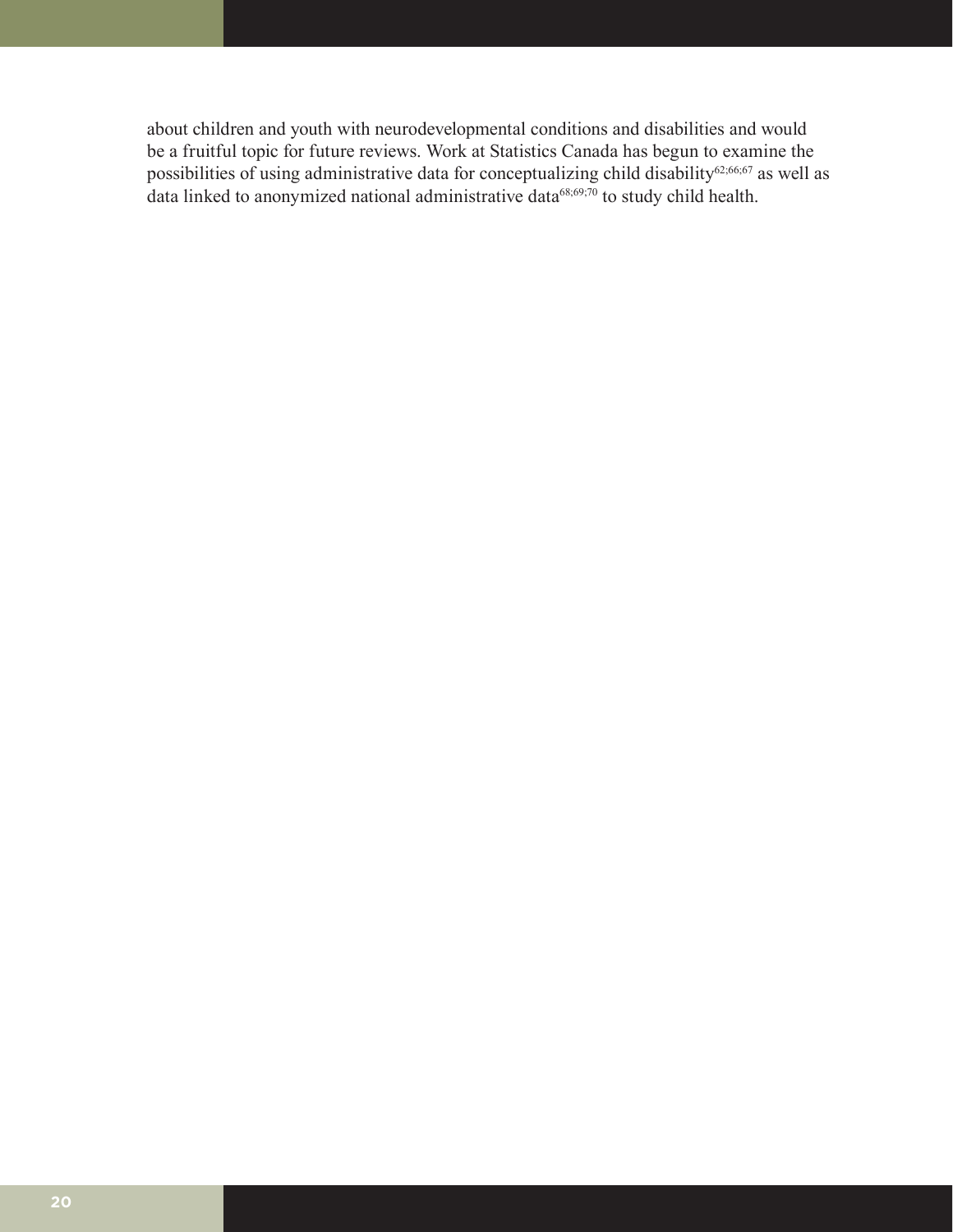about children and youth with neurodevelopmental conditions and disabilities and would be a fruitful topic for future reviews. Work at Statistics Canada has begun to examine the possibilities of using administrative data for conceptualizing child disability[62;66;67] as well as data linked to anonymized national administrative data[68;69;70] to study child health.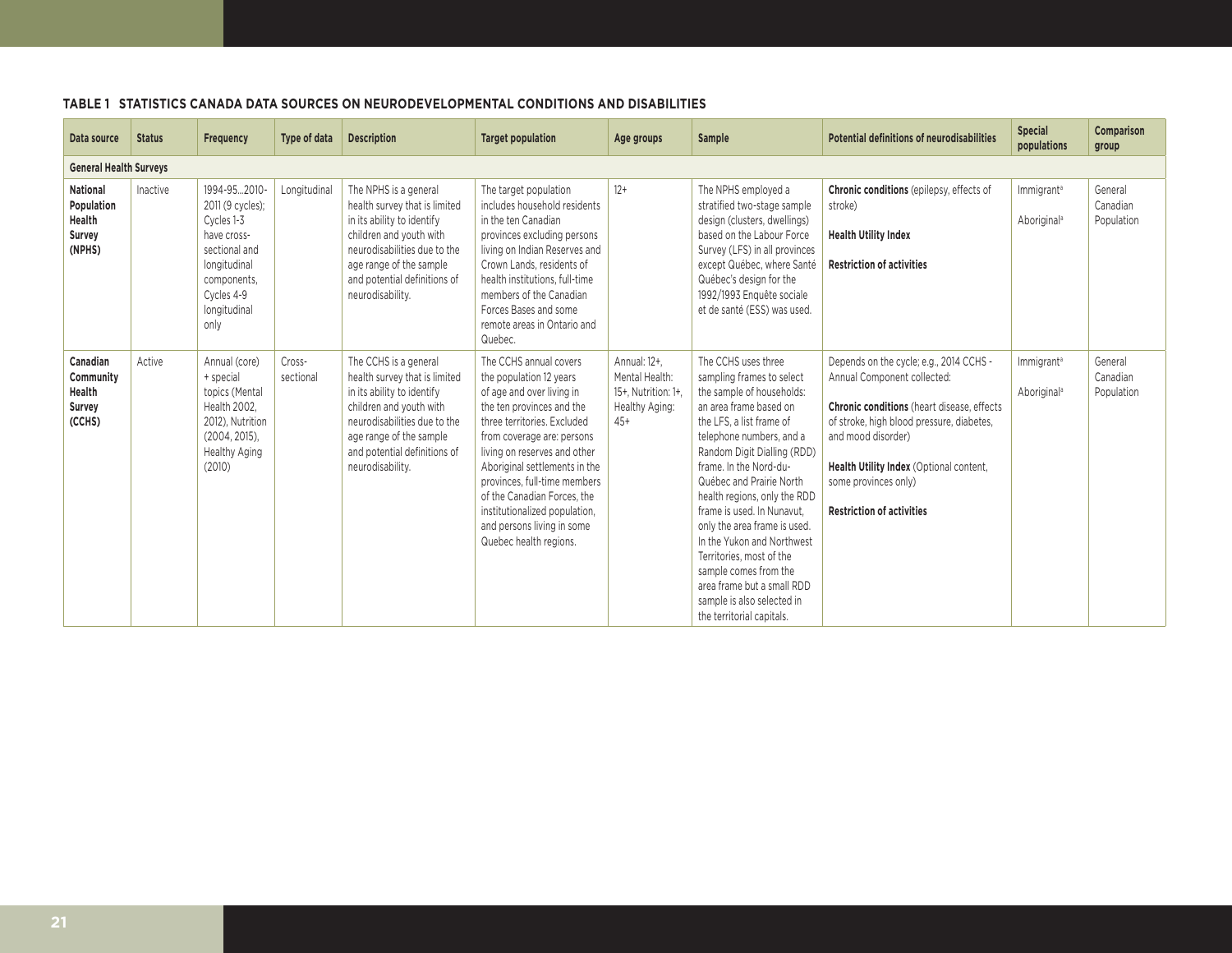**TABLE 1 STATISTICS CANADA DATA SOURCES ON NEURODEVELOPMENTAL CONDITIONS AND DISABILITIES**

| Data source | Status | Frequency | Type of data | Description | Target population | Age groups | Sample | Potential definitions of neurodisabilities | Special populations | Comparison group |
|---|---|---|---|---|---|---|---|---|---|---|
| **General Health Surveys** | | | | | | | | | | |
| **National Population Health Survey (NPHS)** | Inactive | 1994-95…2010-2011 (9 cycles); Cycles 1-3 have cross-sectional and longitudinal components, Cycles 4-9 longitudinal only | Longitudinal | The NPHS is a general health survey that is limited in its ability to identify children and youth with neurodisabilities due to the age range of the sample and potential definitions of neurodisability. | The target population includes household residents in the ten Canadian provinces excluding persons living on Indian Reserves and Crown Lands, residents of health institutions, full-time members of the Canadian Forces Bases and some remote areas in Ontario and Quebec. | 12+ | The NPHS employed a stratified two-stage sample design (clusters, dwellings) based on the Labour Force Survey (LFS) in all provinces except Québec, where Santé Québec's design for the 1992/1993 Enquête sociale et de santé (ESS) was used. | **Chronic conditions** (epilepsy, effects of stroke)<br><br>**Health Utility Index**<br><br>**Restriction of activities** | Immigrant[a]<br><br>Aboriginal[a] | General Canadian Population |
| **Canadian Community Health Survey (CCHS)** | Active | Annual (core) + special topics (Mental Health 2002, 2012), Nutrition (2004, 2015), Healthy Aging (2010) | Cross-sectional | The CCHS is a general health survey that is limited in its ability to identify children and youth with neurodisabilities due to the age range of the sample and potential definitions of neurodisability. | The CCHS annual covers the population 12 years of age and over living in the ten provinces and the three territories. Excluded from coverage are: persons living on reserves and other Aboriginal settlements in the provinces, full-time members of the Canadian Forces, the institutionalized population, and persons living in some Quebec health regions. | Annual: 12+, Mental Health: 15+, Nutrition: 1+, Healthy Aging: 45+ | The CCHS uses three sampling frames to select the sample of households: an area frame based on the LFS, a list frame of telephone numbers, and a Random Digit Dialling (RDD) frame. In the Nord-du-Québec and Prairie North health regions, only the RDD frame is used. In Nunavut, only the area frame is used. In the Yukon and Northwest Territories, most of the sample comes from the area frame but a small RDD sample is also selected in the territorial capitals. | Depends on the cycle; e.g., 2014 CCHS - Annual Component collected:<br><br>**Chronic conditions** (heart disease, effects of stroke, high blood pressure, diabetes, and mood disorder)<br><br>**Health Utility Index** (Optional content, some provinces only)<br><br>**Restriction of activities** | Immigrant[a]<br><br>Aboriginal[a] | General Canadian Population |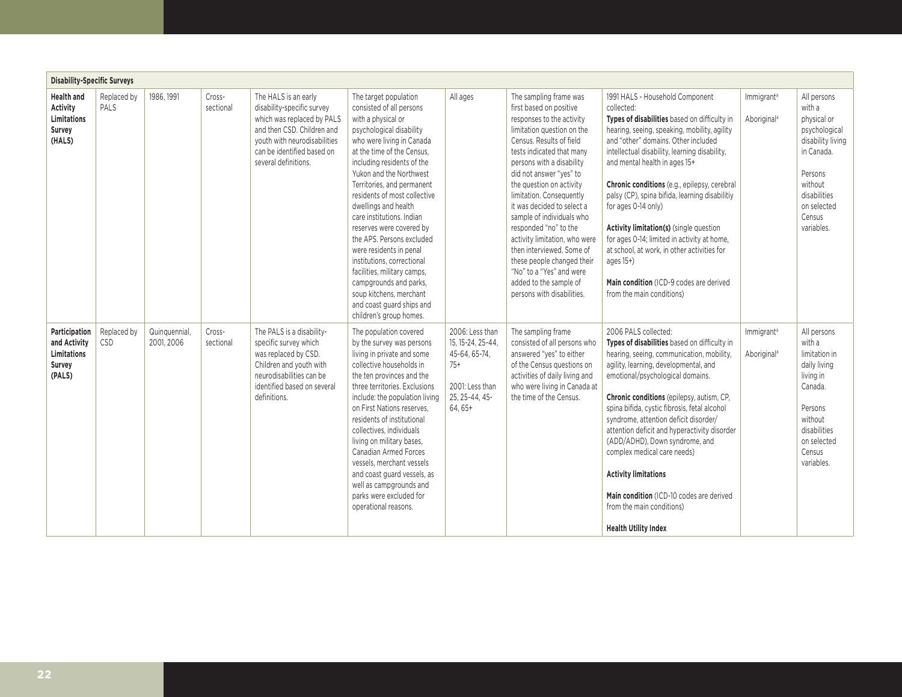| Disability-Specific Surveys | | | | | | | | | | |
|---|---|---|---|---|---|---|---|---|---|---|
| **Health and Activity Limitations Survey (HALS)** | Replaced by PALS | 1986, 1991 | Cross-sectional | The HALS is an early disability-specific survey which was replaced by PALS and then CSD. Children and youth with neurodisabilities can be identified based on several definitions. | The target population consisted of all persons with a physical or psychological disability who were living in Canada at the time of the Census, including residents of the Yukon and the Northwest Territories, and permanent residents of most collective dwellings and health care institutions. Indian reserves were covered by the APS. Persons excluded were residents in penal institutions, correctional facilities, military camps, campgrounds and parks, soup kitchens, merchant and coast guard ships and children's group homes. | All ages | The sampling frame was first based on positive responses to the activity limitation question on the Census. Results of field tests indicated that many persons with a disability did not answer "yes" to the question on activity limitation. Consequently it was decided to select a sample of individuals who responded "no" to the activity limitation, who were then interviewed. Some of these people changed their "No" to a "Yes" and were added to the sample of persons with disabilities. | 1991 HALS - Household Component collected:<br>**Types of disabilities** based on difficulty in hearing, seeing, speaking, mobility, agility and "other" domains. Other included intellectual disability, learning disability, and mental health in ages 15+<br><br>**Chronic conditions** (e.g., epilepsy, cerebral palsy (CP), spina bifida, learning disabilitiy for ages 0-14 only)<br><br>**Activity limitation(s)** (single question for ages 0-14; limited in activity at home, at school, at work, in other activities for ages 15+)<br><br>**Main condition** (ICD-9 codes are derived from the main conditions) | Immigrant[a]<br><br>Aboriginal[a] | All persons with a physical or psychological disability living in Canada.<br><br>Persons without disabilities on selected Census variables. |
| **Participation and Activity Limitations Survey (PALS)** | Replaced by CSD | Quinquennial, 2001, 2006 | Cross-sectional | The PALS is a disability-specific survey which was replaced by CSD. Children and youth with neurodisabilities can be identified based on several definitions. | The population covered by the survey was persons living in private and some collective households in the ten provinces and the three territories. Exclusions include: the population living on First Nations reserves, residents of institutional collectives, individuals living on military bases, Canadian Armed Forces vessels, merchant vessels and coast guard vessels, as well as campgrounds and parks were excluded for operational reasons. | 2006: Less than 15, 15-24, 25-44, 45-64, 65-74, 75+<br><br>2001: Less than 25, 25-44, 45-64, 65+ | The sampling frame consisted of all persons who answered "yes" to either of the Census questions on activities of daily living and who were living in Canada at the time of the Census. | 2006 PALS collected:<br>**Types of disabilities** based on difficulty in hearing, seeing, communication, mobility, agility, learning, developmental, and emotional/psychological domains.<br><br>**Chronic conditions** (epilepsy, autism, CP, spina bifida, cystic fibrosis, fetal alcohol syndrome, attention deficit disorder/attention deficit and hyperactivity disorder (ADD/ADHD), Down syndrome, and complex medical care needs)<br><br>**Activity limitations**<br><br>**Main condition** (ICD-10 codes are derived from the main conditions)<br><br>**Health Utility Index** | Immigrant[a]<br><br>Aboriginal[a] | All persons with a limitation in daily living living in Canada.<br><br>Persons without disabilities on selected Census variables. |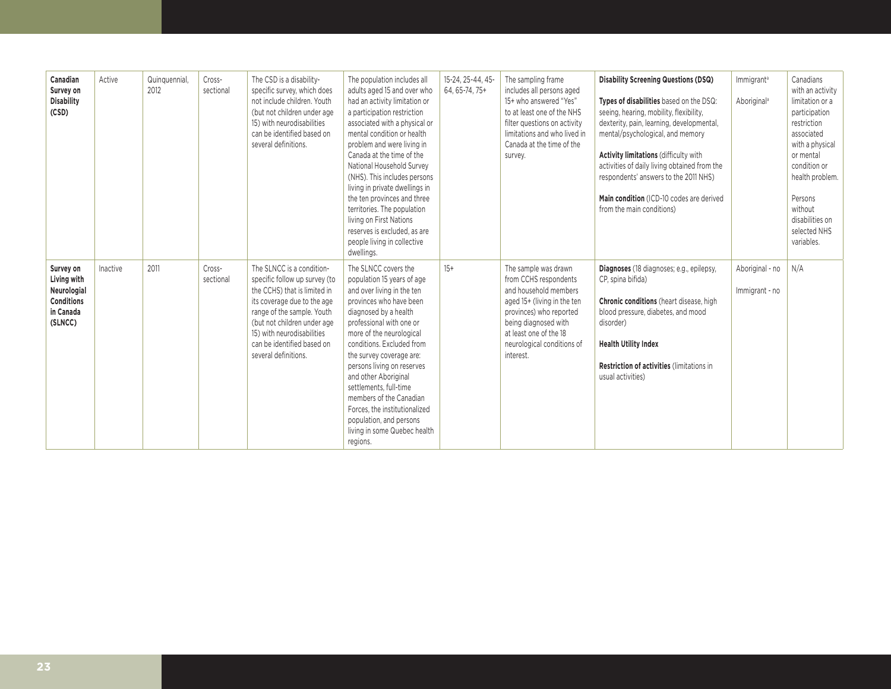| | | | | | | | | | | |
|---|---|---|---|---|---|---|---|---|---|---|
| **Canadian Survey on Disability (CSD)** | Active | Quinquennial, 2012 | Cross-sectional | The CSD is a disability-specific survey, which does not include children. Youth (but not children under age 15) with neurodisabilities can be identified based on several definitions. | The population includes all adults aged 15 and over who had an activity limitation or a participation restriction associated with a physical or mental condition or health problem and were living in Canada at the time of the National Household Survey (NHS). This includes persons living in private dwellings in the ten provinces and three territories. The population living on First Nations reserves is excluded, as are people living in collective dwellings. | 15-24, 25-44, 45-64, 65-74, 75+ | The sampling frame includes all persons aged 15+ who answered "Yes" to at least one of the NHS filter questions on activity limitations and who lived in Canada at the time of the survey. | **Disability Screening Questions (DSQ)**<br><br>**Types of disabilities** based on the DSQ: seeing, hearing, mobility, flexibility, dexterity, pain, learning, developmental, mental/psychological, and memory<br><br>**Activity limitations** (difficulty with activities of daily living obtained from the respondents' answers to the 2011 NHS)<br><br>**Main condition** (ICD-10 codes are derived from the main conditions) | Immigrant[a]<br><br>Aboriginal[a] | Canadians with an activity limitation or a participation restriction associated with a physical or mental condition or health problem.<br><br>Persons without disabilities on selected NHS variables. |
| **Survey on Living with Neurologial Conditions in Canada (SLNCC)** | Inactive | 2011 | Cross-sectional | The SLNCC is a condition-specific follow up survey (to the CCHS) that is limited in its coverage due to the age range of the sample. Youth (but not children under age 15) with neurodisabilities can be identified based on several definitions. | The SLNCC covers the population 15 years of age and over living in the ten provinces who have been diagnosed by a health professional with one or more of the neurological conditions. Excluded from the survey coverage are: persons living on reserves and other Aboriginal settlements, full-time members of the Canadian Forces, the institutionalized population, and persons living in some Quebec health regions. | 15+ | The sample was drawn from CCHS respondents and household members aged 15+ (living in the ten provinces) who reported being diagnosed with at least one of the 18 neurological conditions of interest. | **Diagnoses** (18 diagnoses; e.g., epilepsy, CP, spina bifida)<br><br>**Chronic conditions** (heart disease, high blood pressure, diabetes, and mood disorder)<br><br>**Health Utility Index**<br><br>**Restriction of activities** (limitations in usual activities) | Aboriginal - no<br><br>Immigrant - no | N/A |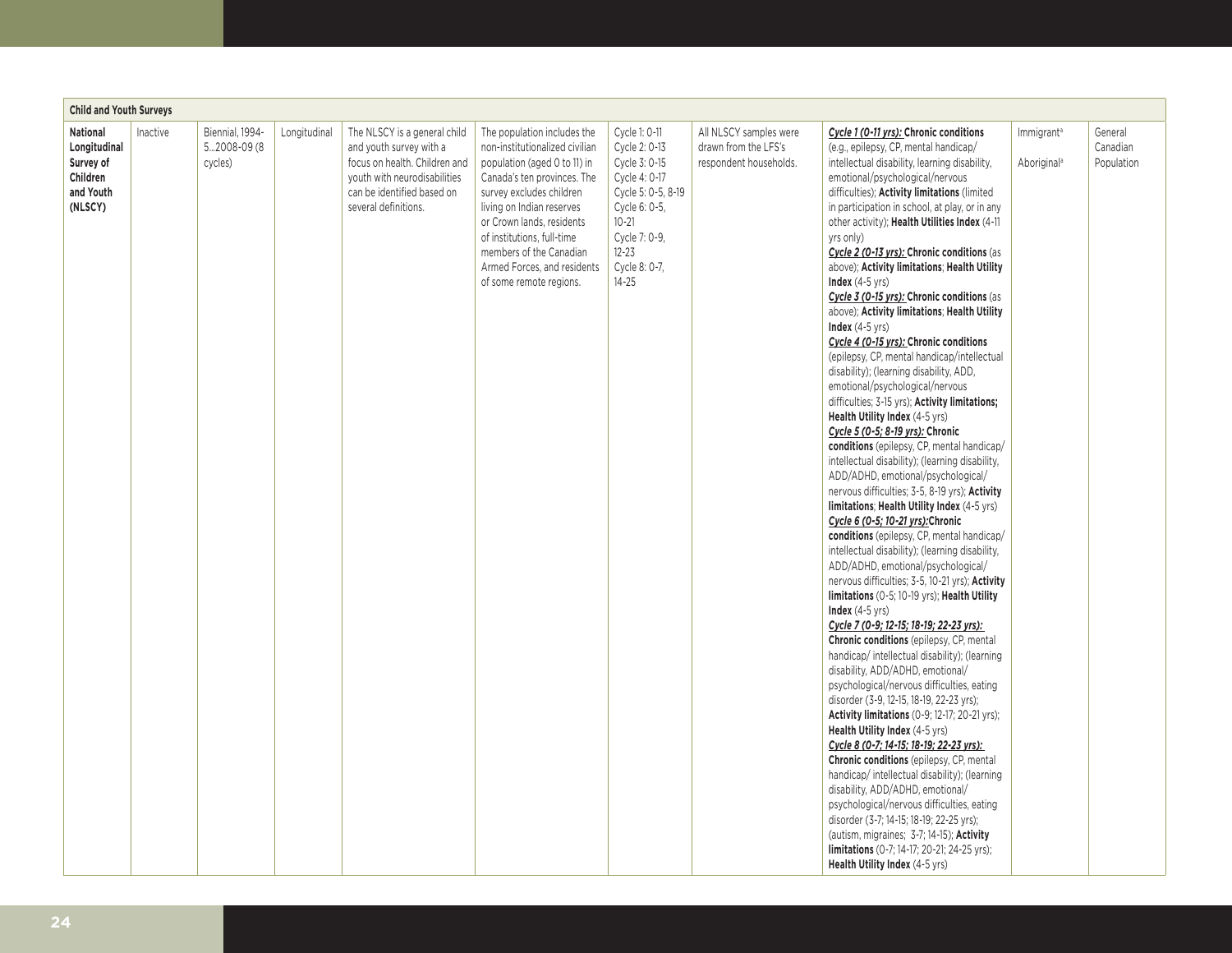| Child and Youth Surveys | | | | | | | | | | |
|---|---|---|---|---|---|---|---|---|---|---|
| **National Longitudinal Survey of Children and Youth (NLSCY)** | Inactive | Biennial, 1994-5…2008-09 (8 cycles) | Longitudinal | The NLSCY is a general child and youth survey with a focus on health. Children and youth with neurodisabilities can be identified based on several definitions. | The population includes the non-institutionalized civilian population (aged 0 to 11) in Canada's ten provinces. The survey excludes children living on Indian reserves or Crown lands, residents of institutions, full-time members of the Canadian Armed Forces, and residents of some remote regions. | Cycle 1: 0-11<br>Cycle 2: 0-13<br>Cycle 3: 0-15<br>Cycle 4: 0-17<br>Cycle 5: 0-5, 8-19<br>Cycle 6: 0-5, 10-21<br>Cycle 7: 0-9, 12-23<br>Cycle 8: 0-7, 14-25 | All NLSCY samples were drawn from the LFS's respondent households. | ***Cycle 1 (0-11 yrs):*** **Chronic conditions** (e.g., epilepsy, CP, mental handicap/ intellectual disability, learning disability, emotional/psychological/nervous difficulties); **Activity limitations** (limited in participation in school, at play, or in any other activity); **Health Utilities Index** (4-11 yrs only)<br>***Cycle 2 (0-13 yrs):*** **Chronic conditions** (as above); **Activity limitations**; **Health Utility Index** (4-5 yrs)<br>***Cycle 3 (0-15 yrs):*** **Chronic conditions** (as above); **Activity limitations**; **Health Utility Index** (4-5 yrs)<br>***Cycle 4 (0-15 yrs):*** **Chronic conditions** (epilepsy, CP, mental handicap/intellectual disability); (learning disability, ADD, emotional/psychological/nervous difficulties; 3-15 yrs); **Activity limitations; Health Utility Index** (4-5 yrs)<br>***Cycle 5 (0-5; 8-19 yrs):*** **Chronic conditions** (epilepsy, CP, mental handicap/ intellectual disability); (learning disability, ADD/ADHD, emotional/psychological/ nervous difficulties; 3-5, 8-19 yrs); **Activity limitations**; **Health Utility Index** (4-5 yrs)<br>***Cycle 6 (0-5; 10-21 yrs):*** **Chronic conditions** (epilepsy, CP, mental handicap/ intellectual disability); (learning disability, ADD/ADHD, emotional/psychological/ nervous difficulties; 3-5, 10-21 yrs); **Activity limitations** (0-5; 10-19 yrs); **Health Utility Index** (4-5 yrs)<br>***Cycle 7 (0-9; 12-15; 18-19; 22-23 yrs):*** **Chronic conditions** (epilepsy, CP, mental handicap/ intellectual disability); (learning disability, ADD/ADHD, emotional/ psychological/nervous difficulties, eating disorder (3-9, 12-15, 18-19, 22-23 yrs); **Activity limitations** (0-9; 12-17; 20-21 yrs); **Health Utility Index** (4-5 yrs)<br>***Cycle 8 (0-7; 14-15; 18-19; 22-23 yrs):*** **Chronic conditions** (epilepsy, CP, mental handicap/ intellectual disability); (learning disability, ADD/ADHD, emotional/ psychological/nervous difficulties, eating disorder (3-7; 14-15; 18-19; 22-25 yrs); (autism, migraines; 3-7; 14-15); **Activity limitations** (0-7; 14-17; 20-21; 24-25 yrs); **Health Utility Index** (4-5 yrs) | Immigrant[a]<br>Aboriginal[a] | General Canadian Population |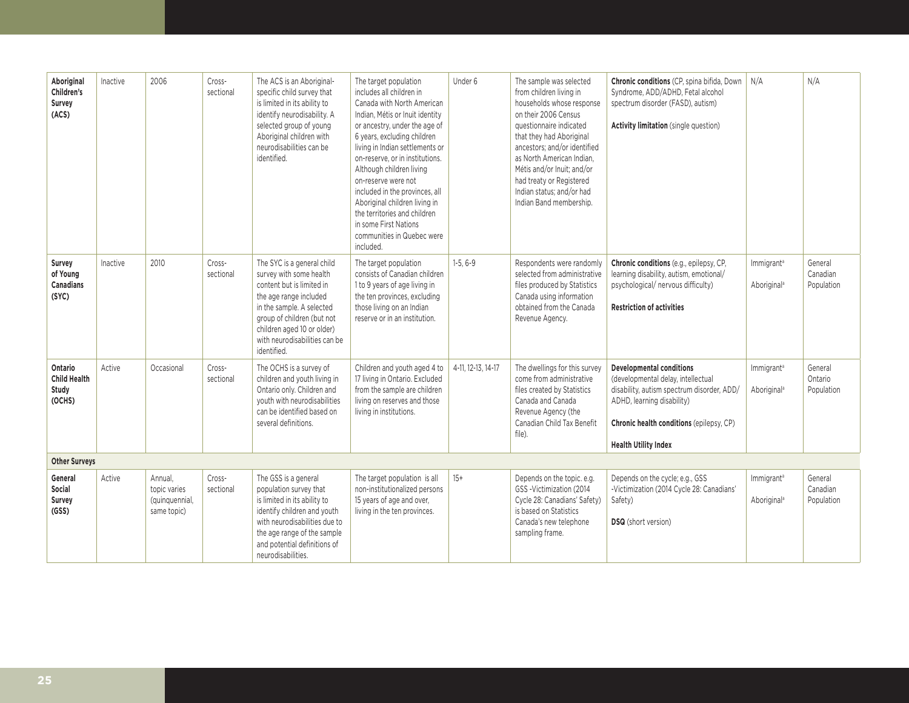| | | | | | | | | | | |
|---|---|---|---|---|---|---|---|---|---|---|
| **Aboriginal Children's Survey (ACS)** | Inactive | 2006 | Cross-sectional | The ACS is an Aboriginal-specific child survey that is limited in its ability to identify neurodisability. A selected group of young Aboriginal children with neurodisabilities can be identified. | The target population includes all children in Canada with North American Indian, Métis or Inuit identity or ancestry, under the age of 6 years, excluding children living in Indian settlements or on-reserve, or in institutions. Although children living on-reserve were not included in the provinces, all Aboriginal children living in the territories and children in some First Nations communities in Quebec were included. | Under 6 | The sample was selected from children living in households whose response on their 2006 Census questionnaire indicated that they had Aboriginal ancestors; and/or identified as North American Indian, Métis and/or Inuit; and/or had treaty or Registered Indian status; and/or had Indian Band membership. | **Chronic conditions** (CP, spina bifida, Down Syndrome, ADD/ADHD, Fetal alcohol spectrum disorder (FASD), autism)<br><br>**Activity limitation** (single question) | N/A | N/A |
| **Survey of Young Canadians (SYC)** | Inactive | 2010 | Cross-sectional | The SYC is a general child survey with some health content but is limited in the age range included in the sample. A selected group of children (but not children aged 10 or older) with neurodisabilities can be identified. | The target population consists of Canadian children 1 to 9 years of age living in the ten provinces, excluding those living on an Indian reserve or in an institution. | 1-5, 6-9 | Respondents were randomly selected from administrative files produced by Statistics Canada using information obtained from the Canada Revenue Agency. | **Chronic conditions** (e.g., epilepsy, CP, learning disability, autism, emotional/ psychological/ nervous difficulty)<br><br>**Restriction of activities** | Immigrant[a]<br><br>Aboriginal[a] | General Canadian Population |
| **Ontario Child Health Study (OCHS)** | Active | Occasional | Cross-sectional | The OCHS is a survey of children and youth living in Ontario only. Children and youth with neurodisabilities can be identified based on several definitions. | Children and youth aged 4 to 17 living in Ontario. Excluded from the sample are children living on reserves and those living in institutions. | 4-11, 12-13, 14-17 | The dwellings for this survey come from administrative files created by Statistics Canada and Canada Revenue Agency (the Canadian Child Tax Benefit file). | **Developmental conditions** (developmental delay, intellectual disability, autism spectrum disorder, ADD/ ADHD, learning disability)<br><br>**Chronic health conditions** (epilepsy, CP)<br><br>**Health Utility Index** | Immigrant[a]<br><br>Aboriginal[a] | General Ontario Population |
| **Other Surveys** | | | | | | | | | | |
| **General Social Survey (GSS)** | Active | Annual, topic varies (quinquennial, same topic) | Cross-sectional | The GSS is a general population survey that is limited in its ability to identify children and youth with neurodisabilities due to the age range of the sample and potential definitions of neurodisabilities. | The target population is all non-institutionalized persons 15 years of age and over, living in the ten provinces. | 15+ | Depends on the topic. e.g. GSS -Victimization (2014 Cycle 28: Canadians' Safety) is based on Statistics Canada's new telephone sampling frame. | Depends on the cycle; e.g., GSS -Victimization (2014 Cycle 28: Canadians' Safety)<br><br>**DSQ** (short version) | Immigrant[a]<br><br>Aboriginal[a] | General Canadian Population |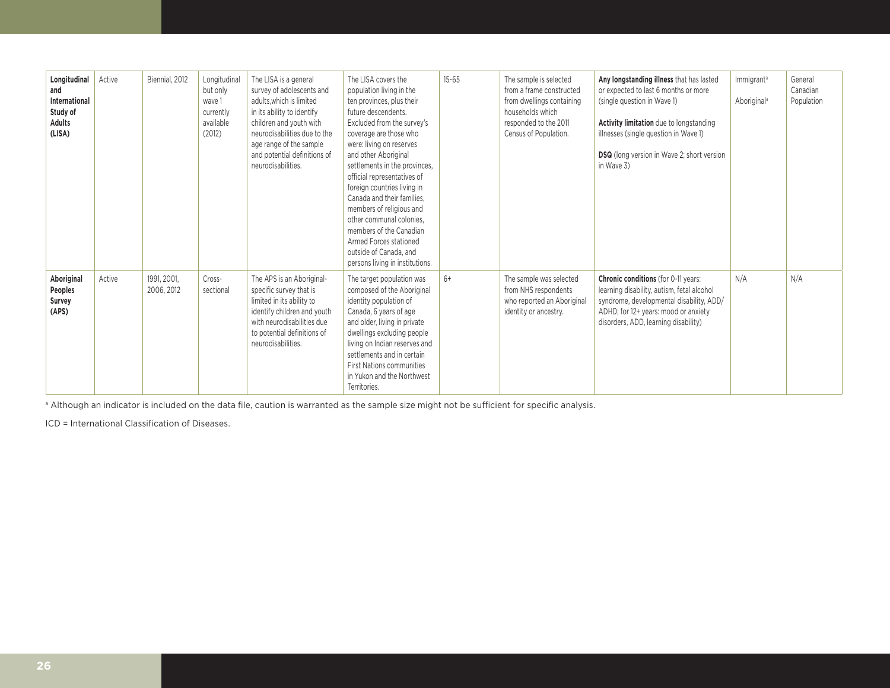| | | | | | | | | | | |
|---|---|---|---|---|---|---|---|---|---|---|
| **Longitudinal and International Study of Adults (LISA)** | Active | Biennial, 2012 | Longitudinal but only wave 1 currently available (2012) | The LISA is a general survey of adolescents and adults,which is limited in its ability to identify children and youth with neurodisabilities due to the age range of the sample and potential definitions of neurodisabilities. | The LISA covers the population living in the ten provinces, plus their future descendents. Excluded from the survey's coverage are those who were: living on reserves and other Aboriginal settlements in the provinces, official representatives of foreign countries living in Canada and their families, members of religious and other communal colonies, members of the Canadian Armed Forces stationed outside of Canada, and persons living in institutions. | 15-65 | The sample is selected from a frame constructed from dwellings containing households which responded to the 2011 Census of Population. | **Any longstanding illness** that has lasted or expected to last 6 months or more (single question in Wave 1)<br><br>**Activity limitation** due to longstanding illnesses (single question in Wave 1)<br><br>**DSQ** (long version in Wave 2; short version in Wave 3) | Immigrant[a]<br><br>Aboriginal[a] | General Canadian Population |
| **Aboriginal Peoples Survey (APS)** | Active | 1991, 2001, 2006, 2012 | Cross-sectional | The APS is an Aboriginal-specific survey that is limited in its ability to identify children and youth with neurodisabilities due to potential definitions of neurodisabilities. | The target population was composed of the Aboriginal identity population of Canada, 6 years of age and older, living in private dwellings excluding people living on Indian reserves and settlements and in certain First Nations communities in Yukon and the Northwest Territories. | 6+ | The sample was selected from NHS respondents who reported an Aboriginal identity or ancestry. | **Chronic conditions** (for 0-11 years: learning disability, autism, fetal alcohol syndrome, developmental disability, ADD/ ADHD; for 12+ years: mood or anxiety disorders, ADD, learning disability) | N/A | N/A |

[a] Although an indicator is included on the data file, caution is warranted as the sample size might not be sufficient for specific analysis.

ICD = International Classification of Diseases.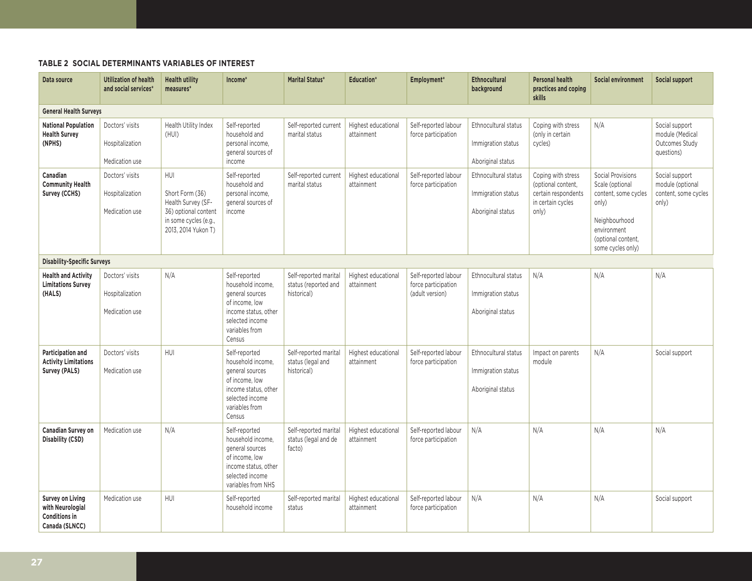**TABLE 2 SOCIAL DETERMINANTS VARIABLES OF INTEREST**

| Data source | Utilization of health and social services* | Health utility measures* | Income* | Marital Status* | Education* | Employment* | Ethnocultural background | Personal health practices and coping skills | Social environment | Social support |
|---|---|---|---|---|---|---|---|---|---|---|
| **General Health Surveys** | | | | | | | | | | |
| **National Population Health Survey (NPHS)** | Doctors' visits<br>Hospitalization<br>Medication use | Health Utility Index (HUI) | Self-reported household and personal income, general sources of income | Self-reported current marital status | Highest educational attainment | Self-reported labour force participation | Ethnocultural status<br>Immigration status<br>Aboriginal status | Coping with stress (only in certain cycles) | N/A | Social support module (Medical Outcomes Study questions) |
| **Canadian Community Health Survey (CCHS)** | Doctors' visits<br>Hospitalization<br>Medication use | HUI<br>Short Form (36) Health Survey (SF-36) optional content in some cycles (e.g., 2013, 2014 Yukon T) | Self-reported household and personal income, general sources of income | Self-reported current marital status | Highest educational attainment | Self-reported labour force participation | Ethnocultural status<br>Immigration status<br>Aboriginal status | Coping with stress (optional content, certain respondents in certain cycles only) | Social Provisions Scale (optional content, some cycles only)<br>Neighbourhood environment (optional content, some cycles only) | Social support module (optional content, some cycles only) |
| **Disability-Specific Surveys** | | | | | | | | | | |
| **Health and Activity Limitations Survey (HALS)** | Doctors' visits<br>Hospitalization<br>Medication use | N/A | Self-reported household income, general sources of income, low income status, other selected income variables from Census | Self-reported marital status (reported and historical) | Highest educational attainment | Self-reported labour force participation (adult version) | Ethnocultural status<br>Immigration status<br>Aboriginal status | N/A | N/A | N/A |
| **Participation and Activity Limitations Survey (PALS)** | Doctors' visits<br>Medication use | HUI | Self-reported household income, general sources of income, low income status, other selected income variables from Census | Self-reported marital status (legal and historical) | Highest educational attainment | Self-reported labour force participation | Ethnocultural status<br>Immigration status<br>Aboriginal status | Impact on parents module | N/A | Social support |
| **Canadian Survey on Disability (CSD)** | Medication use | N/A | Self-reported household income, general sources of income, low income status, other selected income variables from NHS | Self-reported marital status (legal and de facto) | Highest educational attainment | Self-reported labour force participation | N/A | N/A | N/A | N/A |
| **Survey on Living with Neurological Conditions in Canada (SLNCC)** | Medication use | HUI | Self-reported household income | Self-reported marital status | Highest educational attainment | Self-reported labour force participation | N/A | N/A | N/A | Social support |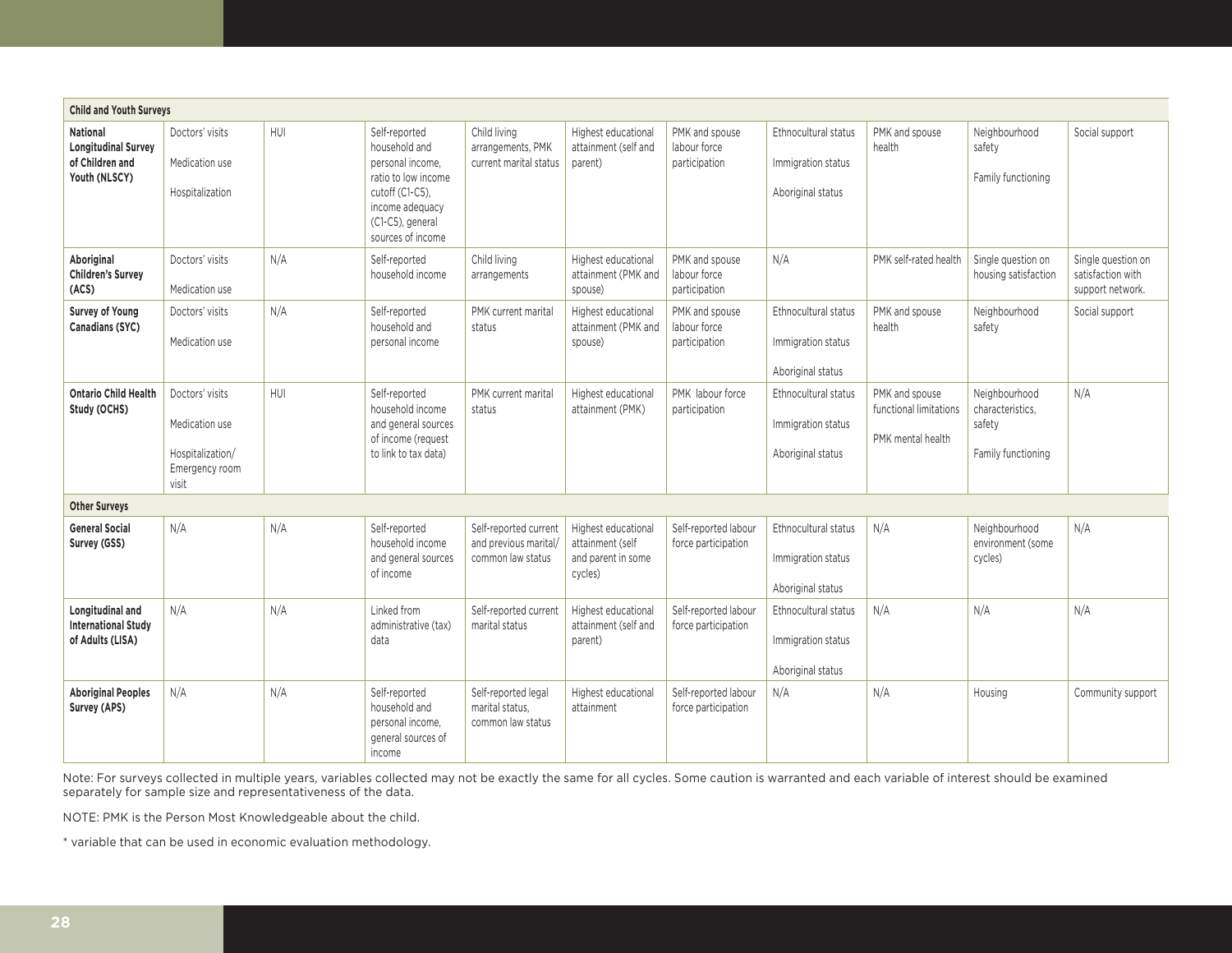| Child and Youth Surveys | | | | | | | | | | |
|---|---|---|---|---|---|---|---|---|---|---|
| **National Longitudinal Survey of Children and Youth (NLSCY)** | Doctors' visits<br><br>Medication use<br><br>Hospitalization | HUI | Self-reported household and personal income, ratio to low income cutoff (C1-C5), income adequacy (C1-C5), general sources of income | Child living arrangements, PMK current marital status | Highest educational attainment (self and parent) | PMK and spouse labour force participation | Ethnocultural status<br><br>Immigration status<br><br>Aboriginal status | PMK and spouse health | Neighbourhood safety<br><br>Family functioning | Social support |
| **Aboriginal Children's Survey (ACS)** | Doctors' visits<br><br>Medication use | N/A | Self-reported household income | Child living arrangements | Highest educational attainment (PMK and spouse) | PMK and spouse labour force participation | N/A | PMK self-rated health | Single question on housing satisfaction | Single question on satisfaction with support network. |
| **Survey of Young Canadians (SYC)** | Doctors' visits<br><br>Medication use | N/A | Self-reported household and personal income | PMK current marital status | Highest educational attainment (PMK and spouse) | PMK and spouse labour force participation | Ethnocultural status<br><br>Immigration status<br><br>Aboriginal status | PMK and spouse health | Neighbourhood safety | Social support |
| **Ontario Child Health Study (OCHS)** | Doctors' visits<br><br>Medication use<br><br>Hospitalization/ Emergency room visit | HUI | Self-reported household income and general sources of income (request to link to tax data) | PMK current marital status | Highest educational attainment (PMK) | PMK labour force participation | Ethnocultural status<br><br>Immigration status<br><br>Aboriginal status | PMK and spouse functional limitations<br><br>PMK mental health | Neighbourhood characteristics, safety<br><br>Family functioning | N/A |
| **Other Surveys** | | | | | | | | | | |
| **General Social Survey (GSS)** | N/A | N/A | Self-reported household income and general sources of income | Self-reported current and previous marital/ common law status | Highest educational attainment (self and parent in some cycles) | Self-reported labour force participation | Ethnocultural status<br><br>Immigration status<br><br>Aboriginal status | N/A | Neighbourhood environment (some cycles) | N/A |
| **Longitudinal and International Study of Adults (LISA)** | N/A | N/A | Linked from administrative (tax) data | Self-reported current marital status | Highest educational attainment (self and parent) | Self-reported labour force participation | Ethnocultural status<br><br>Immigration status<br><br>Aboriginal status | N/A | N/A | N/A |
| **Aboriginal Peoples Survey (APS)** | N/A | N/A | Self-reported household and personal income, general sources of income | Self-reported legal marital status, common law status | Highest educational attainment | Self-reported labour force participation | N/A | N/A | Housing | Community support |

Note: For surveys collected in multiple years, variables collected may not be exactly the same for all cycles. Some caution is warranted and each variable of interest should be examined separately for sample size and representativeness of the data.

NOTE: PMK is the Person Most Knowledgeable about the child.

* variable that can be used in economic evaluation methodology.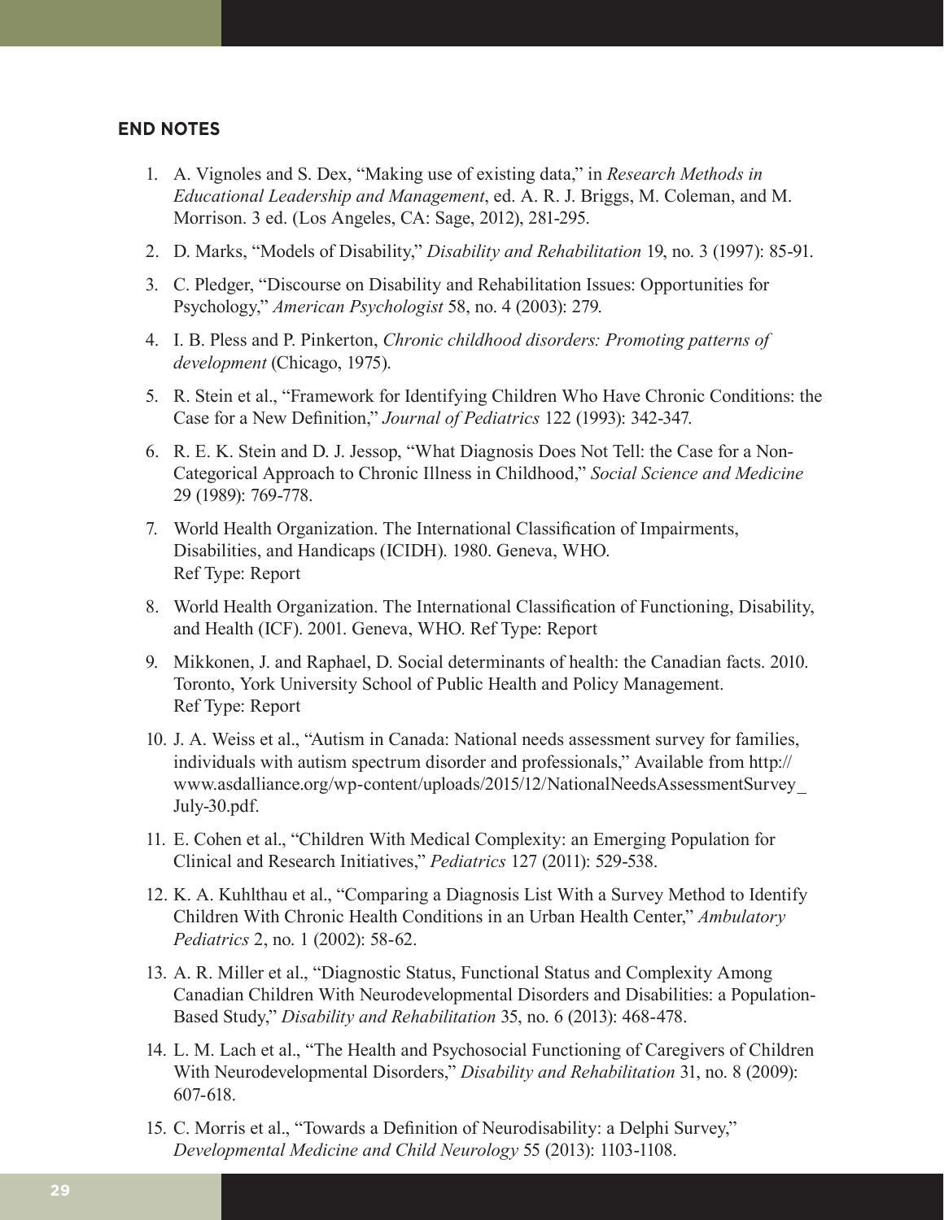## END NOTES

1. A. Vignoles and S. Dex, "Making use of existing data," in *Research Methods in Educational Leadership and Management*, ed. A. R. J. Briggs, M. Coleman, and M. Morrison. 3 ed. (Los Angeles, CA: Sage, 2012), 281-295.
2. D. Marks, "Models of Disability," *Disability and Rehabilitation* 19, no. 3 (1997): 85-91.
3. C. Pledger, "Discourse on Disability and Rehabilitation Issues: Opportunities for Psychology," *American Psychologist* 58, no. 4 (2003): 279.
4. I. B. Pless and P. Pinkerton, *Chronic childhood disorders: Promoting patterns of development* (Chicago, 1975).
5. R. Stein et al., "Framework for Identifying Children Who Have Chronic Conditions: the Case for a New Definition," *Journal of Pediatrics* 122 (1993): 342-347.
6. R. E. K. Stein and D. J. Jessop, "What Diagnosis Does Not Tell: the Case for a Non-Categorical Approach to Chronic Illness in Childhood," *Social Science and Medicine* 29 (1989): 769-778.
7. World Health Organization. The International Classification of Impairments, Disabilities, and Handicaps (ICIDH). 1980. Geneva, WHO.
   Ref Type: Report
8. World Health Organization. The International Classification of Functioning, Disability, and Health (ICF). 2001. Geneva, WHO. Ref Type: Report
9. Mikkonen, J. and Raphael, D. Social determinants of health: the Canadian facts. 2010. Toronto, York University School of Public Health and Policy Management.
   Ref Type: Report
10. J. A. Weiss et al., "Autism in Canada: National needs assessment survey for families, individuals with autism spectrum disorder and professionals," Available from http://www.asdalliance.org/wp-content/uploads/2015/12/NationalNeedsAssessmentSurvey_July-30.pdf.
11. E. Cohen et al., "Children With Medical Complexity: an Emerging Population for Clinical and Research Initiatives," *Pediatrics* 127 (2011): 529-538.
12. K. A. Kuhlthau et al., "Comparing a Diagnosis List With a Survey Method to Identify Children With Chronic Health Conditions in an Urban Health Center," *Ambulatory Pediatrics* 2, no. 1 (2002): 58-62.
13. A. R. Miller et al., "Diagnostic Status, Functional Status and Complexity Among Canadian Children With Neurodevelopmental Disorders and Disabilities: a Population-Based Study," *Disability and Rehabilitation* 35, no. 6 (2013): 468-478.
14. L. M. Lach et al., "The Health and Psychosocial Functioning of Caregivers of Children With Neurodevelopmental Disorders," *Disability and Rehabilitation* 31, no. 8 (2009): 607-618.
15. C. Morris et al., "Towards a Definition of Neurodisability: a Delphi Survey," *Developmental Medicine and Child Neurology* 55 (2013): 1103-1108.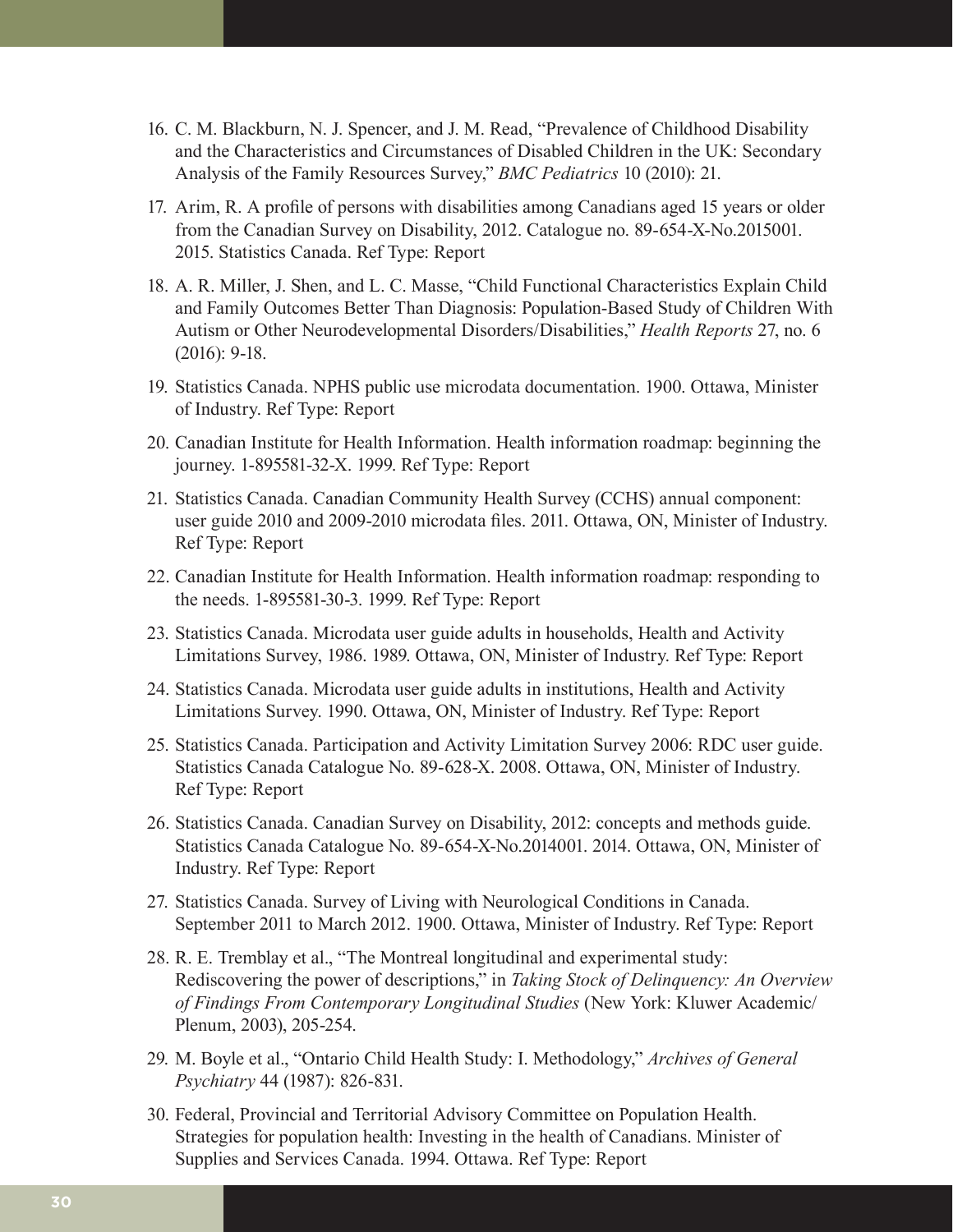16. C. M. Blackburn, N. J. Spencer, and J. M. Read, "Prevalence of Childhood Disability and the Characteristics and Circumstances of Disabled Children in the UK: Secondary Analysis of the Family Resources Survey," *BMC Pediatrics* 10 (2010): 21.

17. Arim, R. A profile of persons with disabilities among Canadians aged 15 years or older from the Canadian Survey on Disability, 2012. Catalogue no. 89-654-X-No.2015001. 2015. Statistics Canada. Ref Type: Report

18. A. R. Miller, J. Shen, and L. C. Masse, "Child Functional Characteristics Explain Child and Family Outcomes Better Than Diagnosis: Population-Based Study of Children With Autism or Other Neurodevelopmental Disorders/Disabilities," *Health Reports* 27, no. 6 (2016): 9-18.

19. Statistics Canada. NPHS public use microdata documentation. 1900. Ottawa, Minister of Industry. Ref Type: Report

20. Canadian Institute for Health Information. Health information roadmap: beginning the journey. 1-895581-32-X. 1999. Ref Type: Report

21. Statistics Canada. Canadian Community Health Survey (CCHS) annual component: user guide 2010 and 2009-2010 microdata files. 2011. Ottawa, ON, Minister of Industry. Ref Type: Report

22. Canadian Institute for Health Information. Health information roadmap: responding to the needs. 1-895581-30-3. 1999. Ref Type: Report

23. Statistics Canada. Microdata user guide adults in households, Health and Activity Limitations Survey, 1986. 1989. Ottawa, ON, Minister of Industry. Ref Type: Report

24. Statistics Canada. Microdata user guide adults in institutions, Health and Activity Limitations Survey. 1990. Ottawa, ON, Minister of Industry. Ref Type: Report

25. Statistics Canada. Participation and Activity Limitation Survey 2006: RDC user guide. Statistics Canada Catalogue No. 89-628-X. 2008. Ottawa, ON, Minister of Industry. Ref Type: Report

26. Statistics Canada. Canadian Survey on Disability, 2012: concepts and methods guide. Statistics Canada Catalogue No. 89-654-X-No.2014001. 2014. Ottawa, ON, Minister of Industry. Ref Type: Report

27. Statistics Canada. Survey of Living with Neurological Conditions in Canada. September 2011 to March 2012. 1900. Ottawa, Minister of Industry. Ref Type: Report

28. R. E. Tremblay et al., "The Montreal longitudinal and experimental study: Rediscovering the power of descriptions," in *Taking Stock of Delinquency: An Overview of Findings From Contemporary Longitudinal Studies* (New York: Kluwer Academic/Plenum, 2003), 205-254.

29. M. Boyle et al., "Ontario Child Health Study: I. Methodology," *Archives of General Psychiatry* 44 (1987): 826-831.

30. Federal, Provincial and Territorial Advisory Committee on Population Health. Strategies for population health: Investing in the health of Canadians. Minister of Supplies and Services Canada. 1994. Ottawa. Ref Type: Report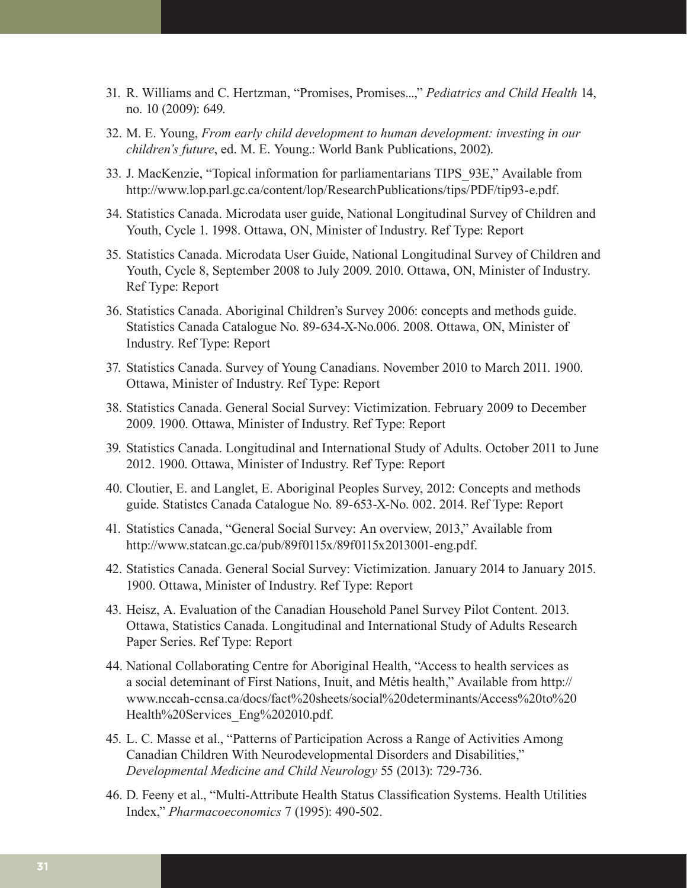31. R. Williams and C. Hertzman, "Promises, Promises...," *Pediatrics and Child Health* 14, no. 10 (2009): 649.

32. M. E. Young, *From early child development to human development: investing in our children's future*, ed. M. E. Young.: World Bank Publications, 2002).

33. J. MacKenzie, "Topical information for parliamentarians TIPS_93E," Available from http://www.lop.parl.gc.ca/content/lop/ResearchPublications/tips/PDF/tip93-e.pdf.

34. Statistics Canada. Microdata user guide, National Longitudinal Survey of Children and Youth, Cycle 1. 1998. Ottawa, ON, Minister of Industry. Ref Type: Report

35. Statistics Canada. Microdata User Guide, National Longitudinal Survey of Children and Youth, Cycle 8, September 2008 to July 2009. 2010. Ottawa, ON, Minister of Industry. Ref Type: Report

36. Statistics Canada. Aboriginal Children's Survey 2006: concepts and methods guide. Statistics Canada Catalogue No. 89-634-X-No.006. 2008. Ottawa, ON, Minister of Industry. Ref Type: Report

37. Statistics Canada. Survey of Young Canadians. November 2010 to March 2011. 1900. Ottawa, Minister of Industry. Ref Type: Report

38. Statistics Canada. General Social Survey: Victimization. February 2009 to December 2009. 1900. Ottawa, Minister of Industry. Ref Type: Report

39. Statistics Canada. Longitudinal and International Study of Adults. October 2011 to June 2012. 1900. Ottawa, Minister of Industry. Ref Type: Report

40. Cloutier, E. and Langlet, E. Aboriginal Peoples Survey, 2012: Concepts and methods guide. Statistcs Canada Catalogue No. 89-653-X-No. 002. 2014. Ref Type: Report

41. Statistics Canada, "General Social Survey: An overview, 2013," Available from http://www.statcan.gc.ca/pub/89f0115x/89f0115x2013001-eng.pdf.

42. Statistics Canada. General Social Survey: Victimization. January 2014 to January 2015. 1900. Ottawa, Minister of Industry. Ref Type: Report

43. Heisz, A. Evaluation of the Canadian Household Panel Survey Pilot Content. 2013. Ottawa, Statistics Canada. Longitudinal and International Study of Adults Research Paper Series. Ref Type: Report

44. National Collaborating Centre for Aboriginal Health, "Access to health services as a social deteminant of First Nations, Inuit, and Métis health," Available from http://www.nccah-ccnsa.ca/docs/fact%20sheets/social%20determinants/Access%20to%20Health%20Services_Eng%202010.pdf.

45. L. C. Masse et al., "Patterns of Participation Across a Range of Activities Among Canadian Children With Neurodevelopmental Disorders and Disabilities," *Developmental Medicine and Child Neurology* 55 (2013): 729-736.

46. D. Feeny et al., "Multi-Attribute Health Status Classification Systems. Health Utilities Index," *Pharmacoeconomics* 7 (1995): 490-502.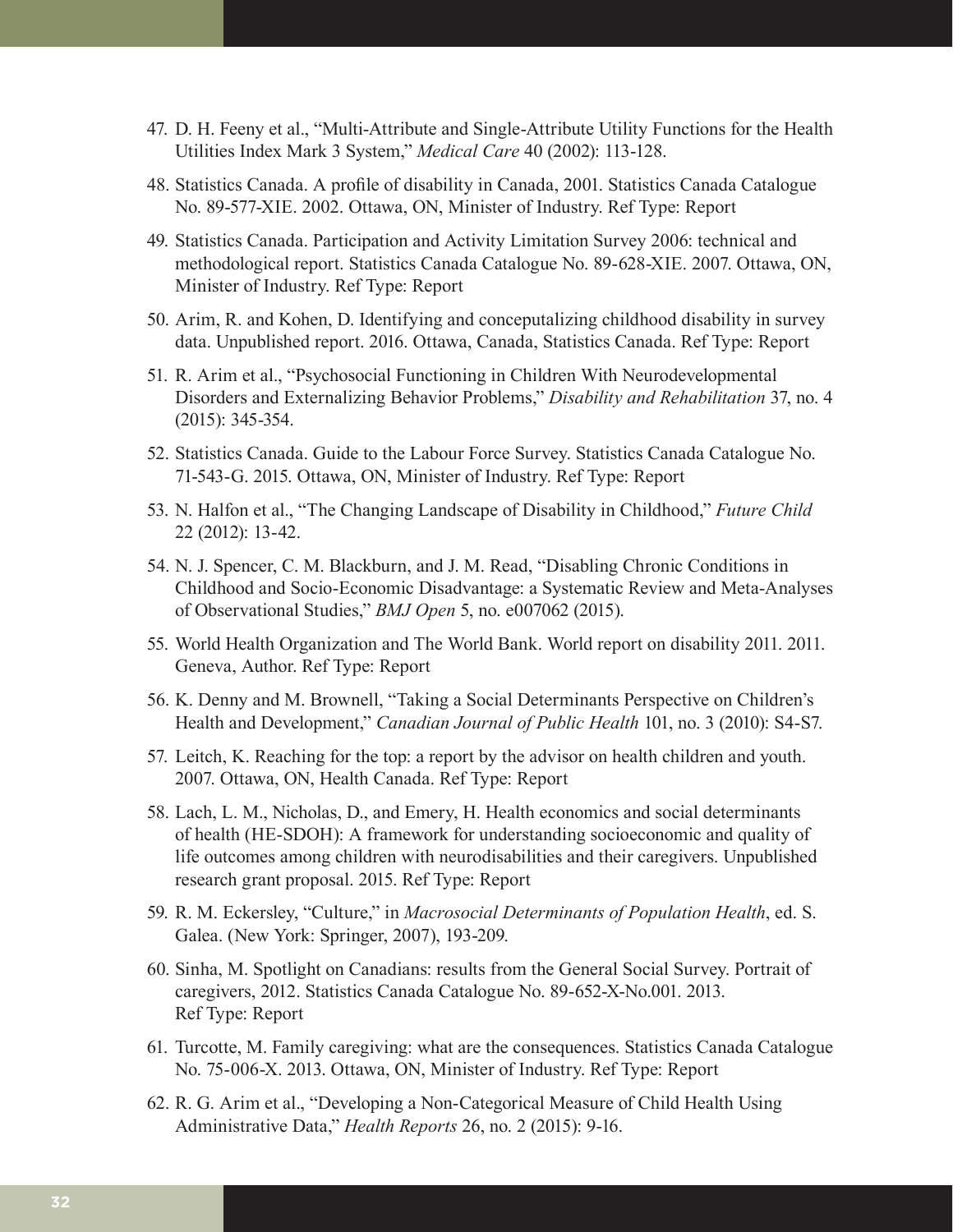47. D. H. Feeny et al., "Multi-Attribute and Single-Attribute Utility Functions for the Health Utilities Index Mark 3 System," *Medical Care* 40 (2002): 113-128.
48. Statistics Canada. A profile of disability in Canada, 2001. Statistics Canada Catalogue No. 89-577-XIE. 2002. Ottawa, ON, Minister of Industry. Ref Type: Report
49. Statistics Canada. Participation and Activity Limitation Survey 2006: technical and methodological report. Statistics Canada Catalogue No. 89-628-XIE. 2007. Ottawa, ON, Minister of Industry. Ref Type: Report
50. Arim, R. and Kohen, D. Identifying and conceptualizing childhood disability in survey data. Unpublished report. 2016. Ottawa, Canada, Statistics Canada. Ref Type: Report
51. R. Arim et al., "Psychosocial Functioning in Children With Neurodevelopmental Disorders and Externalizing Behavior Problems," *Disability and Rehabilitation* 37, no. 4 (2015): 345-354.
52. Statistics Canada. Guide to the Labour Force Survey. Statistics Canada Catalogue No. 71-543-G. 2015. Ottawa, ON, Minister of Industry. Ref Type: Report
53. N. Halfon et al., "The Changing Landscape of Disability in Childhood," *Future Child* 22 (2012): 13-42.
54. N. J. Spencer, C. M. Blackburn, and J. M. Read, "Disabling Chronic Conditions in Childhood and Socio-Economic Disadvantage: a Systematic Review and Meta-Analyses of Observational Studies," *BMJ Open* 5, no. e007062 (2015).
55. World Health Organization and The World Bank. World report on disability 2011. 2011. Geneva, Author. Ref Type: Report
56. K. Denny and M. Brownell, "Taking a Social Determinants Perspective on Children's Health and Development," *Canadian Journal of Public Health* 101, no. 3 (2010): S4-S7.
57. Leitch, K. Reaching for the top: a report by the advisor on health children and youth. 2007. Ottawa, ON, Health Canada. Ref Type: Report
58. Lach, L. M., Nicholas, D., and Emery, H. Health economics and social determinants of health (HE-SDOH): A framework for understanding socioeconomic and quality of life outcomes among children with neurodisabilities and their caregivers. Unpublished research grant proposal. 2015. Ref Type: Report
59. R. M. Eckersley, "Culture," in *Macrosocial Determinants of Population Health*, ed. S. Galea. (New York: Springer, 2007), 193-209.
60. Sinha, M. Spotlight on Canadians: results from the General Social Survey. Portrait of caregivers, 2012. Statistics Canada Catalogue No. 89-652-X-No.001. 2013. Ref Type: Report
61. Turcotte, M. Family caregiving: what are the consequences. Statistics Canada Catalogue No. 75-006-X. 2013. Ottawa, ON, Minister of Industry. Ref Type: Report
62. R. G. Arim et al., "Developing a Non-Categorical Measure of Child Health Using Administrative Data," *Health Reports* 26, no. 2 (2015): 9-16.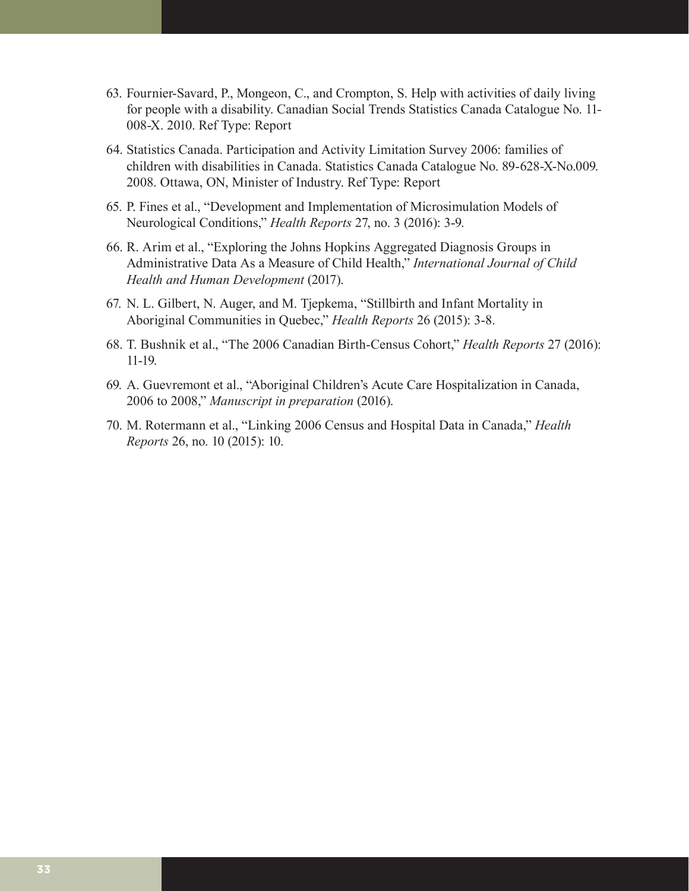63. Fournier-Savard, P., Mongeon, C., and Crompton, S. Help with activities of daily living for people with a disability. Canadian Social Trends Statistics Canada Catalogue No. 11-008-X. 2010. Ref Type: Report
64. Statistics Canada. Participation and Activity Limitation Survey 2006: families of children with disabilities in Canada. Statistics Canada Catalogue No. 89-628-X-No.009. 2008. Ottawa, ON, Minister of Industry. Ref Type: Report
65. P. Fines et al., "Development and Implementation of Microsimulation Models of Neurological Conditions," *Health Reports* 27, no. 3 (2016): 3-9.
66. R. Arim et al., "Exploring the Johns Hopkins Aggregated Diagnosis Groups in Administrative Data As a Measure of Child Health," *International Journal of Child Health and Human Development* (2017).
67. N. L. Gilbert, N. Auger, and M. Tjepkema, "Stillbirth and Infant Mortality in Aboriginal Communities in Quebec," *Health Reports* 26 (2015): 3-8.
68. T. Bushnik et al., "The 2006 Canadian Birth-Census Cohort," *Health Reports* 27 (2016): 11-19.
69. A. Guevremont et al., "Aboriginal Children's Acute Care Hospitalization in Canada, 2006 to 2008," *Manuscript in preparation* (2016).
70. M. Rotermann et al., "Linking 2006 Census and Hospital Data in Canada," *Health Reports* 26, no. 10 (2015): 10.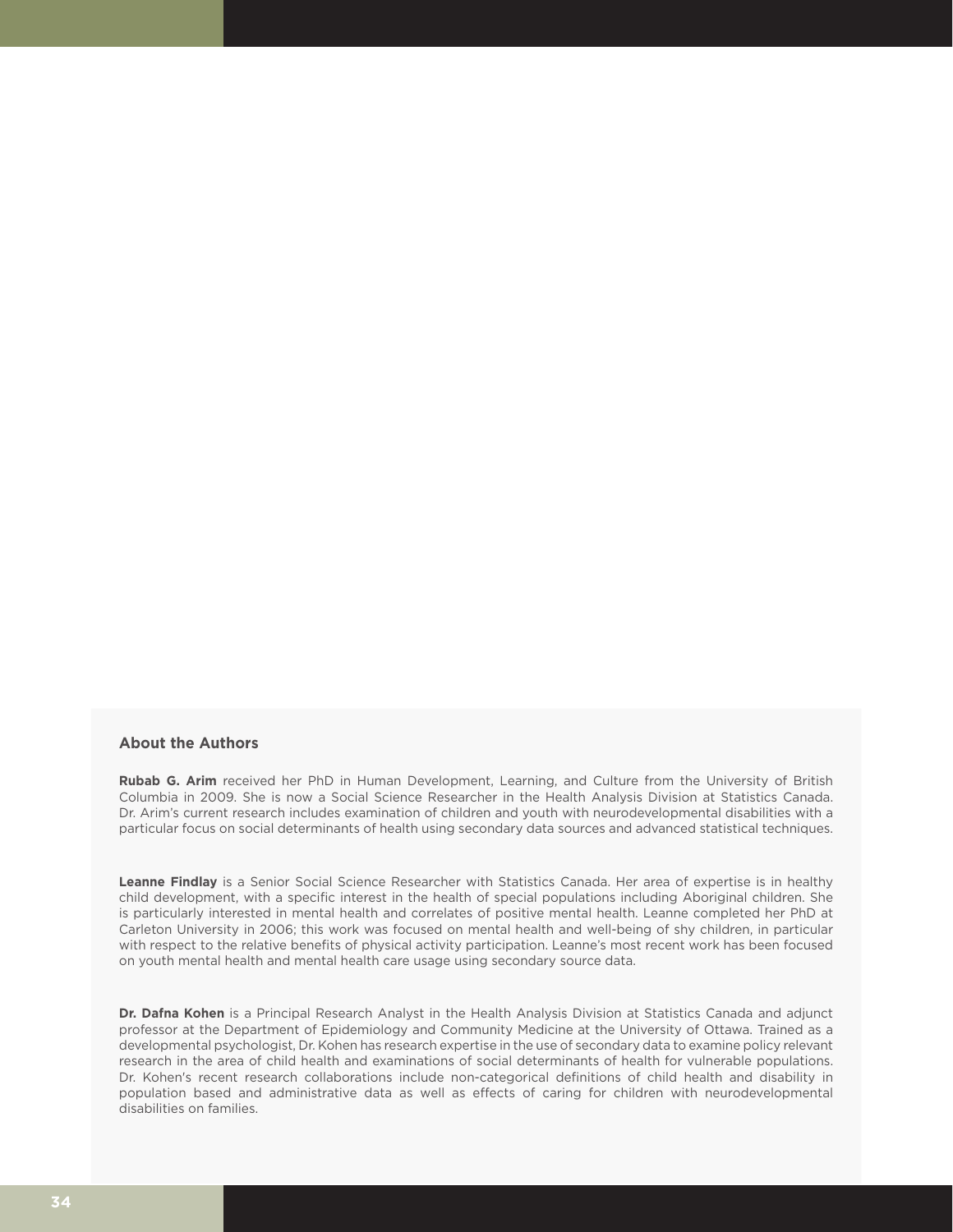## About the Authors

**Rubab G. Arim** received her PhD in Human Development, Learning, and Culture from the University of British Columbia in 2009. She is now a Social Science Researcher in the Health Analysis Division at Statistics Canada. Dr. Arim's current research includes examination of children and youth with neurodevelopmental disabilities with a particular focus on social determinants of health using secondary data sources and advanced statistical techniques.

**Leanne Findlay** is a Senior Social Science Researcher with Statistics Canada. Her area of expertise is in healthy child development, with a specific interest in the health of special populations including Aboriginal children. She is particularly interested in mental health and correlates of positive mental health. Leanne completed her PhD at Carleton University in 2006; this work was focused on mental health and well-being of shy children, in particular with respect to the relative benefits of physical activity participation. Leanne's most recent work has been focused on youth mental health and mental health care usage using secondary source data.

**Dr. Dafna Kohen** is a Principal Research Analyst in the Health Analysis Division at Statistics Canada and adjunct professor at the Department of Epidemiology and Community Medicine at the University of Ottawa. Trained as a developmental psychologist, Dr. Kohen has research expertise in the use of secondary data to examine policy relevant research in the area of child health and examinations of social determinants of health for vulnerable populations. Dr. Kohen's recent research collaborations include non-categorical definitions of child health and disability in population based and administrative data as well as effects of caring for children with neurodevelopmental disabilities on families.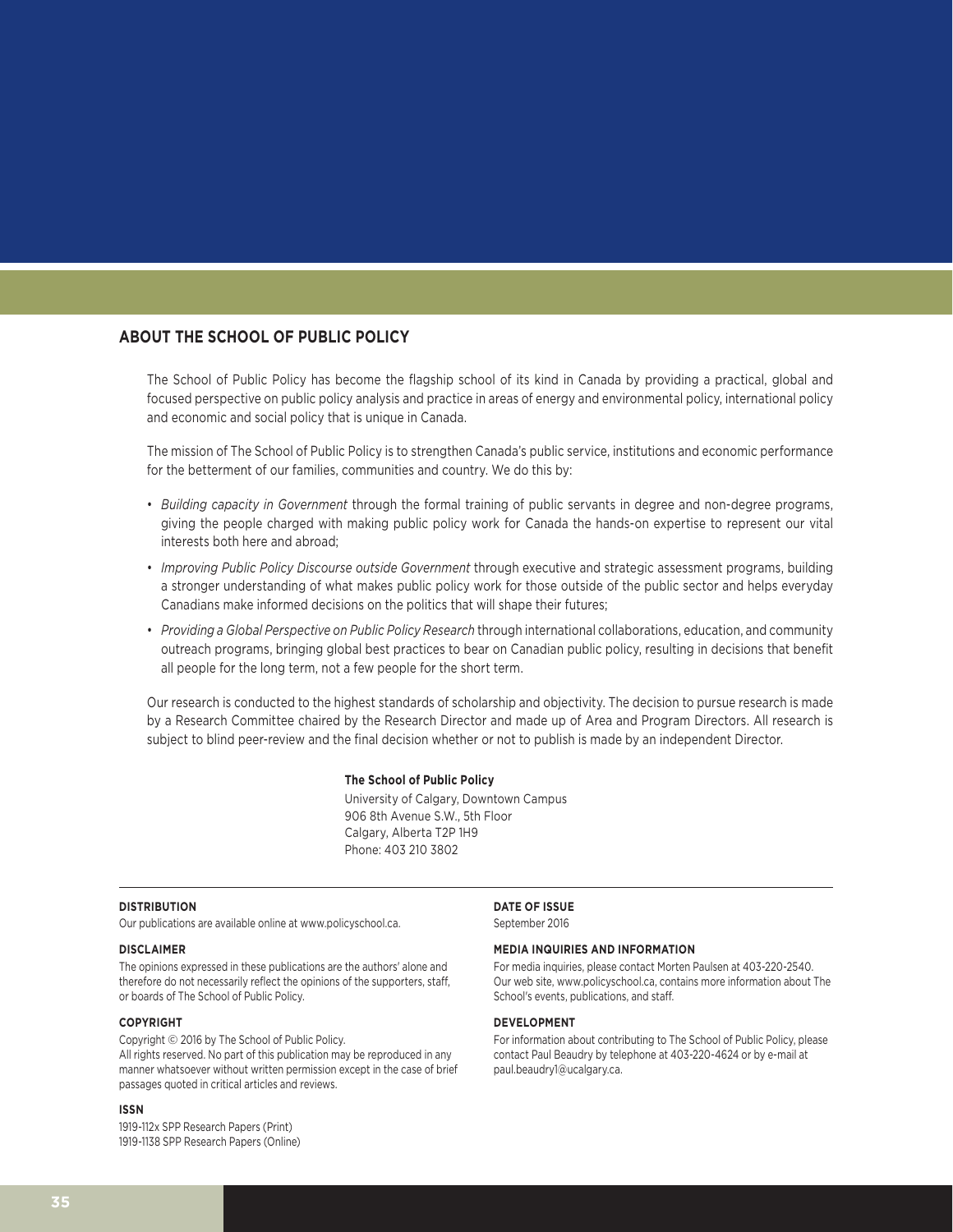## ABOUT THE SCHOOL OF PUBLIC POLICY

The School of Public Policy has become the flagship school of its kind in Canada by providing a practical, global and focused perspective on public policy analysis and practice in areas of energy and environmental policy, international policy and economic and social policy that is unique in Canada.

The mission of The School of Public Policy is to strengthen Canada's public service, institutions and economic performance for the betterment of our families, communities and country. We do this by:

- *Building capacity in Government* through the formal training of public servants in degree and non-degree programs, giving the people charged with making public policy work for Canada the hands-on expertise to represent our vital interests both here and abroad;
- *Improving Public Policy Discourse outside Government* through executive and strategic assessment programs, building a stronger understanding of what makes public policy work for those outside of the public sector and helps everyday Canadians make informed decisions on the politics that will shape their futures;
- *Providing a Global Perspective on Public Policy Research* through international collaborations, education, and community outreach programs, bringing global best practices to bear on Canadian public policy, resulting in decisions that benefit all people for the long term, not a few people for the short term.

Our research is conducted to the highest standards of scholarship and objectivity. The decision to pursue research is made by a Research Committee chaired by the Research Director and made up of Area and Program Directors. All research is subject to blind peer-review and the final decision whether or not to publish is made by an independent Director.

**The School of Public Policy**
University of Calgary, Downtown Campus
906 8th Avenue S.W., 5th Floor
Calgary, Alberta T2P 1H9
Phone: 403 210 3802

**DISTRIBUTION**
Our publications are available online at www.policyschool.ca.

**DISCLAIMER**
The opinions expressed in these publications are the authors' alone and therefore do not necessarily reflect the opinions of the supporters, staff, or boards of The School of Public Policy.

**COPYRIGHT**
Copyright © 2016 by The School of Public Policy.
All rights reserved. No part of this publication may be reproduced in any manner whatsoever without written permission except in the case of brief passages quoted in critical articles and reviews.

**ISSN**
1919-112x SPP Research Papers (Print)
1919-1138 SPP Research Papers (Online)

**DATE OF ISSUE**
September 2016

**MEDIA INQUIRIES AND INFORMATION**
For media inquiries, please contact Morten Paulsen at 403-220-2540. Our web site, www.policyschool.ca, contains more information about The School's events, publications, and staff.

**DEVELOPMENT**
For information about contributing to The School of Public Policy, please contact Paul Beaudry by telephone at 403-220-4624 or by e-mail at paul.beaudry1@ucalgary.ca.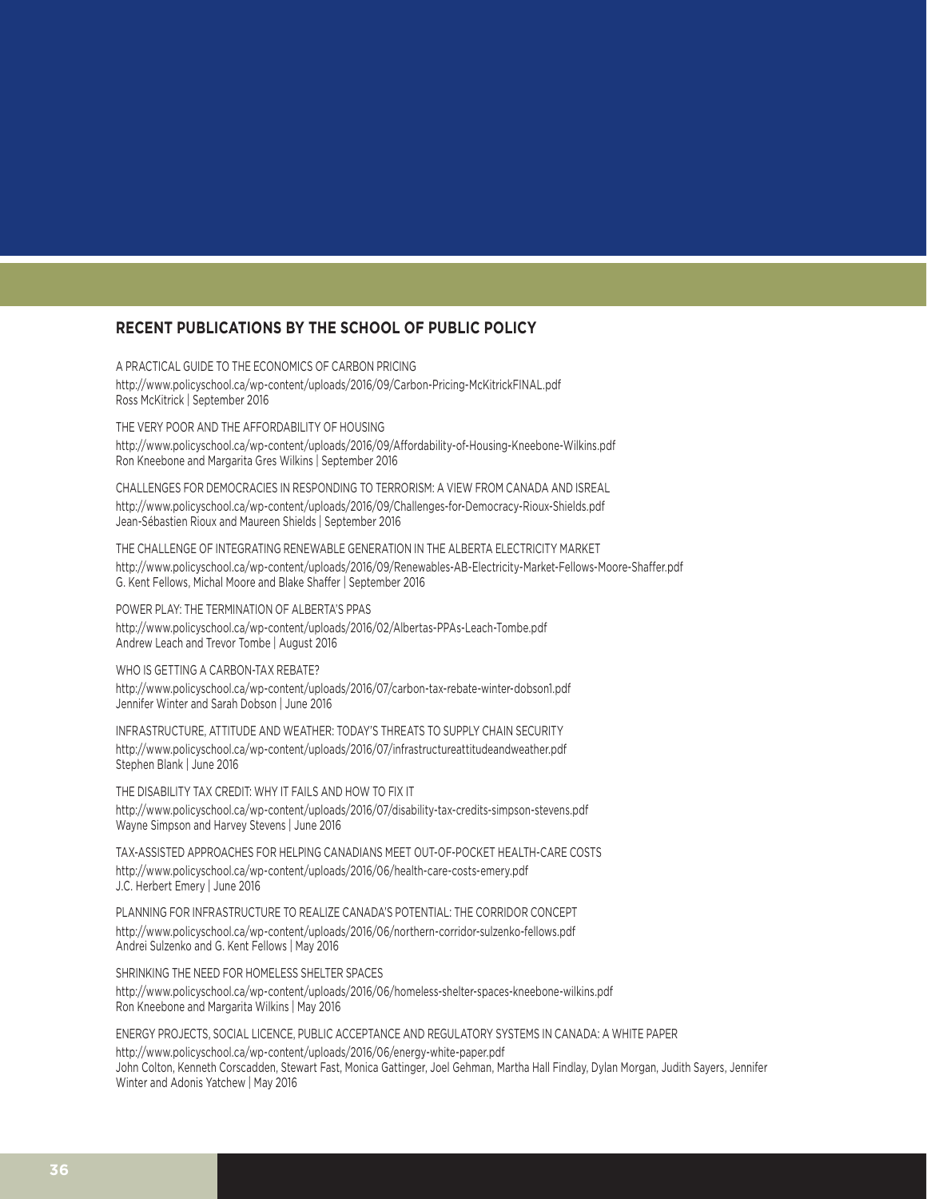## RECENT PUBLICATIONS BY THE SCHOOL OF PUBLIC POLICY

A PRACTICAL GUIDE TO THE ECONOMICS OF CARBON PRICING
http://www.policyschool.ca/wp-content/uploads/2016/09/Carbon-Pricing-McKitrickFINAL.pdf
Ross McKitrick | September 2016

THE VERY POOR AND THE AFFORDABILITY OF HOUSING
http://www.policyschool.ca/wp-content/uploads/2016/09/Affordability-of-Housing-Kneebone-Wilkins.pdf
Ron Kneebone and Margarita Gres Wilkins | September 2016

CHALLENGES FOR DEMOCRACIES IN RESPONDING TO TERRORISM: A VIEW FROM CANADA AND ISREAL
http://www.policyschool.ca/wp-content/uploads/2016/09/Challenges-for-Democracy-Rioux-Shields.pdf
Jean-Sébastien Rioux and Maureen Shields | September 2016

THE CHALLENGE OF INTEGRATING RENEWABLE GENERATION IN THE ALBERTA ELECTRICITY MARKET
http://www.policyschool.ca/wp-content/uploads/2016/09/Renewables-AB-Electricity-Market-Fellows-Moore-Shaffer.pdf
G. Kent Fellows, Michal Moore and Blake Shaffer | September 2016

POWER PLAY: THE TERMINATION OF ALBERTA'S PPAS
http://www.policyschool.ca/wp-content/uploads/2016/02/Albertas-PPAs-Leach-Tombe.pdf
Andrew Leach and Trevor Tombe | August 2016

WHO IS GETTING A CARBON-TAX REBATE?
http://www.policyschool.ca/wp-content/uploads/2016/07/carbon-tax-rebate-winter-dobson1.pdf
Jennifer Winter and Sarah Dobson | June 2016

INFRASTRUCTURE, ATTITUDE AND WEATHER: TODAY'S THREATS TO SUPPLY CHAIN SECURITY
http://www.policyschool.ca/wp-content/uploads/2016/07/infrastructureattitudeandweather.pdf
Stephen Blank | June 2016

THE DISABILITY TAX CREDIT: WHY IT FAILS AND HOW TO FIX IT
http://www.policyschool.ca/wp-content/uploads/2016/07/disability-tax-credits-simpson-stevens.pdf
Wayne Simpson and Harvey Stevens | June 2016

TAX-ASSISTED APPROACHES FOR HELPING CANADIANS MEET OUT-OF-POCKET HEALTH-CARE COSTS
http://www.policyschool.ca/wp-content/uploads/2016/06/health-care-costs-emery.pdf
J.C. Herbert Emery | June 2016

PLANNING FOR INFRASTRUCTURE TO REALIZE CANADA'S POTENTIAL: THE CORRIDOR CONCEPT
http://www.policyschool.ca/wp-content/uploads/2016/06/northern-corridor-sulzenko-fellows.pdf
Andrei Sulzenko and G. Kent Fellows | May 2016

SHRINKING THE NEED FOR HOMELESS SHELTER SPACES
http://www.policyschool.ca/wp-content/uploads/2016/06/homeless-shelter-spaces-kneebone-wilkins.pdf
Ron Kneebone and Margarita Wilkins | May 2016

ENERGY PROJECTS, SOCIAL LICENCE, PUBLIC ACCEPTANCE AND REGULATORY SYSTEMS IN CANADA: A WHITE PAPER
http://www.policyschool.ca/wp-content/uploads/2016/06/energy-white-paper.pdf
John Colton, Kenneth Corscadden, Stewart Fast, Monica Gattinger, Joel Gehman, Martha Hall Findlay, Dylan Morgan, Judith Sayers, Jennifer Winter and Adonis Yatchew | May 2016